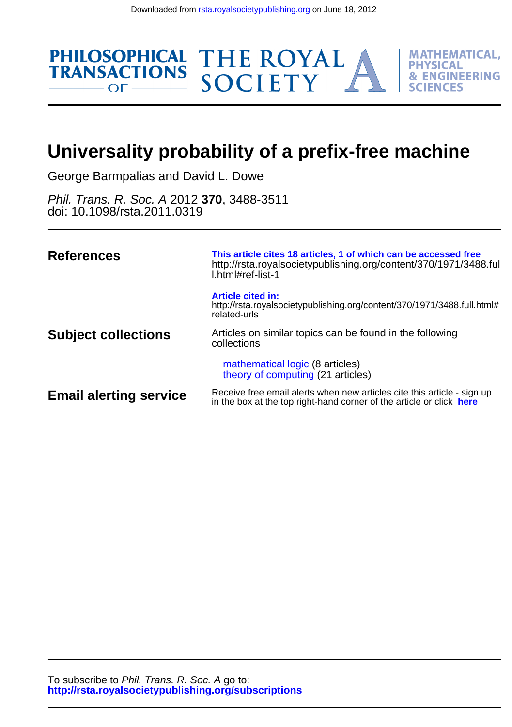Downloaded from rsta.royalsocietypublishing.org on June 18, 2012

PHILOSOPHICAL TRANSACTIONS OF THE ROYAL SOCIETY A — MATHEMATICAL, PHYSICAL & ENGINEERING SCIENCES

# Universality probability of a prefix-free machine

George Barmpalias and David L. Dowe

*Phil. Trans. R. Soc. A* 2012 **370**, 3488-3511
doi: 10.1098/rsta.2011.0319

## References

**This article cites 18 articles, 1 of which can be accessed free**
http://rsta.royalsocietypublishing.org/content/370/1971/3488.full.html#ref-list-1

**Article cited in:**
http://rsta.royalsocietypublishing.org/content/370/1971/3488.full.html#related-urls

## Subject collections

Articles on similar topics can be found in the following collections

mathematical logic (8 articles)
theory of computing (21 articles)

## Email alerting service

Receive free email alerts when new articles cite this article - sign up in the box at the top right-hand corner of the article or click **here**

To subscribe to *Phil. Trans. R. Soc. A* go to:
**http://rsta.royalsocietypublishing.org/subscriptions**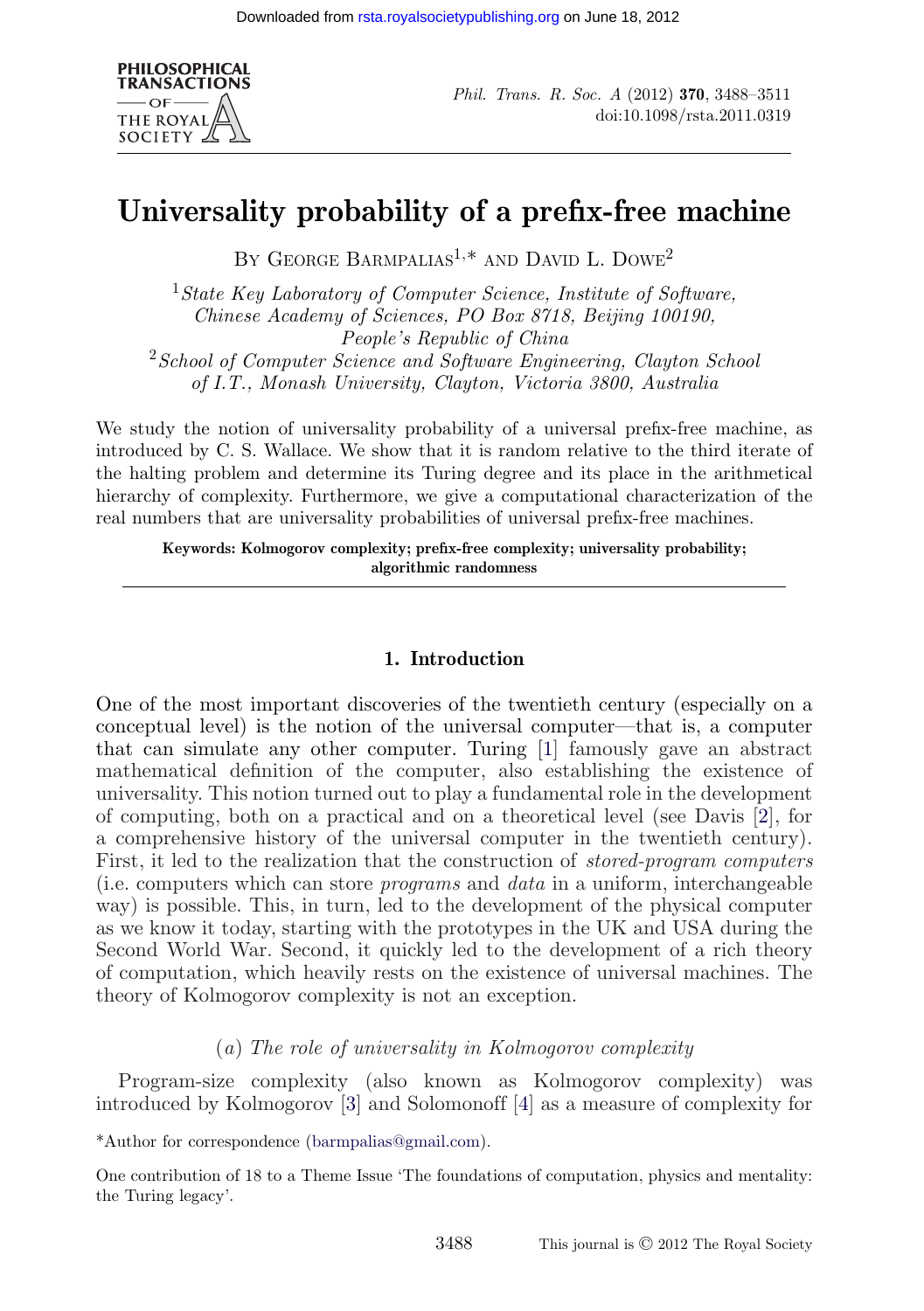# Universality probability of a prefix-free machine

By George Barmpalias[1,*] and David L. Dowe[2]

[1] *State Key Laboratory of Computer Science, Institute of Software, Chinese Academy of Sciences, PO Box 8718, Beijing 100190, People's Republic of China*

[2] *School of Computer Science and Software Engineering, Clayton School of I.T., Monash University, Clayton, Victoria 3800, Australia*

We study the notion of universality probability of a universal prefix-free machine, as introduced by C. S. Wallace. We show that it is random relative to the third iterate of the halting problem and determine its Turing degree and its place in the arithmetical hierarchy of complexity. Furthermore, we give a computational characterization of the real numbers that are universality probabilities of universal prefix-free machines.

**Keywords: Kolmogorov complexity; prefix-free complexity; universality probability; algorithmic randomness**

## 1. Introduction

One of the most important discoveries of the twentieth century (especially on a conceptual level) is the notion of the universal computer—that is, a computer that can simulate any other computer. Turing [1] famously gave an abstract mathematical definition of the computer, also establishing the existence of universality. This notion turned out to play a fundamental role in the development of computing, both on a practical and on a theoretical level (see Davis [2], for a comprehensive history of the universal computer in the twentieth century). First, it led to the realization that the construction of *stored-program computers* (i.e. computers which can store *programs* and *data* in a uniform, interchangeable way) is possible. This, in turn, led to the development of the physical computer as we know it today, starting with the prototypes in the UK and USA during the Second World War. Second, it quickly led to the development of a rich theory of computation, which heavily rests on the existence of universal machines. The theory of Kolmogorov complexity is not an exception.

### (a) *The role of universality in Kolmogorov complexity*

Program-size complexity (also known as Kolmogorov complexity) was introduced by Kolmogorov [3] and Solomonoff [4] as a measure of complexity for

*Author for correspondence (barmpalias@gmail.com).

One contribution of 18 to a Theme Issue 'The foundations of computation, physics and mentality: the Turing legacy'.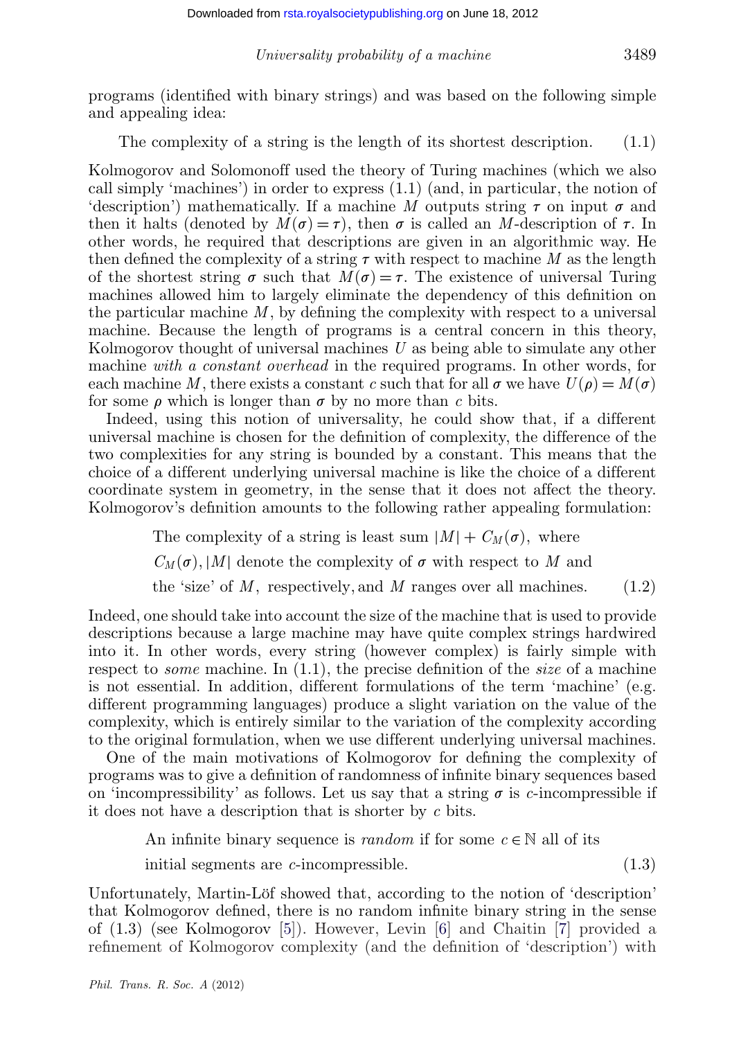programs (identified with binary strings) and was based on the following simple and appealing idea:

$$\text{The complexity of a string is the length of its shortest description.} \tag{1.1}$$

Kolmogorov and Solomonoff used the theory of Turing machines (which we also call simply 'machines') in order to express (1.1) (and, in particular, the notion of 'description') mathematically. If a machine $M$ outputs string $\tau$ on input $\sigma$ and then it halts (denoted by $M(\sigma) = \tau$), then $\sigma$ is called an $M$-description of $\tau$. In other words, he required that descriptions are given in an algorithmic way. He then defined the complexity of a string $\tau$ with respect to machine $M$ as the length of the shortest string $\sigma$ such that $M(\sigma) = \tau$. The existence of universal Turing machines allowed him to largely eliminate the dependency of this definition on the particular machine $M$, by defining the complexity with respect to a universal machine. Because the length of programs is a central concern in this theory, Kolmogorov thought of universal machines $U$ as being able to simulate any other machine *with a constant overhead* in the required programs. In other words, for each machine $M$, there exists a constant $c$ such that for all $\sigma$ we have $U(\rho) = M(\sigma)$ for some $\rho$ which is longer than $\sigma$ by no more than $c$ bits.

Indeed, using this notion of universality, he could show that, if a different universal machine is chosen for the definition of complexity, the difference of the two complexities for any string is bounded by a constant. This means that the choice of a different underlying universal machine is like the choice of a different coordinate system in geometry, in the sense that it does not affect the theory. Kolmogorov's definition amounts to the following rather appealing formulation:

$$\begin{aligned} &\text{The complexity of a string is least sum } |M| + C_M(\sigma), \text{ where} \\ &C_M(\sigma), |M| \text{ denote the complexity of } \sigma \text{ with respect to } M \text{ and} \\ &\text{the 'size' of } M, \text{ respectively, and } M \text{ ranges over all machines.} \end{aligned} \tag{1.2}$$

Indeed, one should take into account the size of the machine that is used to provide descriptions because a large machine may have quite complex strings hardwired into it. In other words, every string (however complex) is fairly simple with respect to *some* machine. In (1.1), the precise definition of the *size* of a machine is not essential. In addition, different formulations of the term 'machine' (e.g. different programming languages) produce a slight variation on the value of the complexity, which is entirely similar to the variation of the complexity according to the original formulation, when we use different underlying universal machines.

One of the main motivations of Kolmogorov for defining the complexity of programs was to give a definition of randomness of infinite binary sequences based on 'incompressibility' as follows. Let us say that a string $\sigma$ is $c$-incompressible if it does not have a description that is shorter by $c$ bits.

$$\begin{aligned} &\text{An infinite binary sequence is } \textit{random} \text{ if for some } c \in \mathbb{N} \text{ all of its} \\ &\text{initial segments are } c\text{-incompressible.} \end{aligned} \tag{1.3}$$

Unfortunately, Martin-Löf showed that, according to the notion of 'description' that Kolmogorov defined, there is no random infinite binary string in the sense of (1.3) (see Kolmogorov [5]). However, Levin [6] and Chaitin [7] provided a refinement of Kolmogorov complexity (and the definition of 'description') with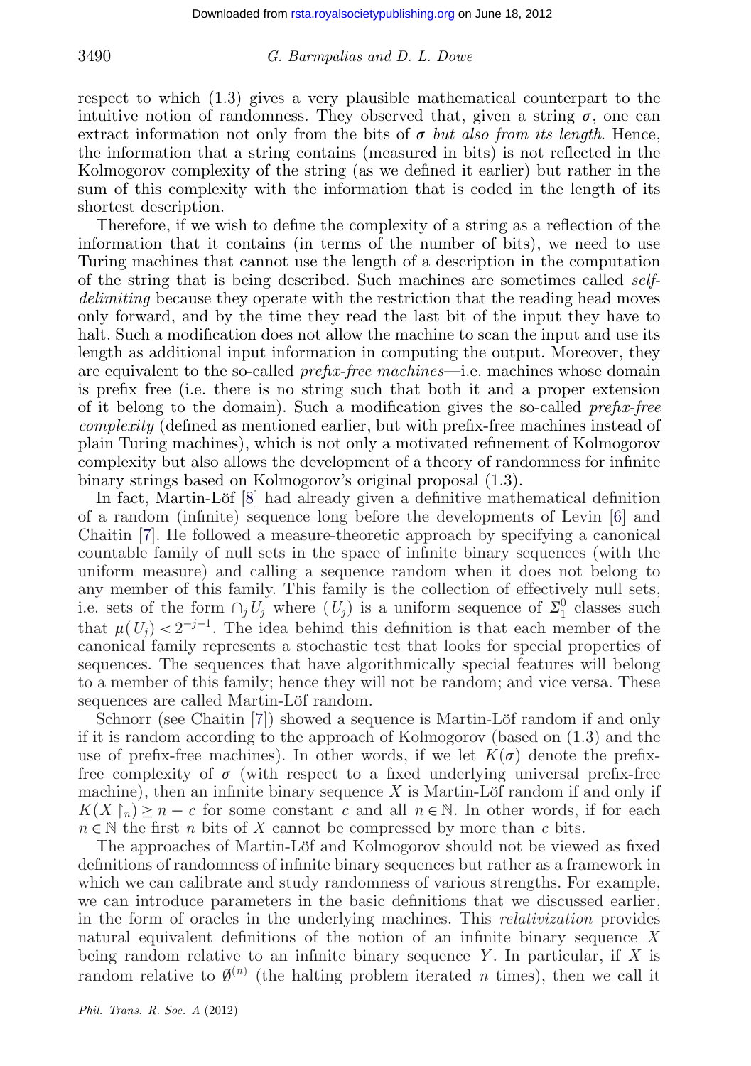respect to which (1.3) gives a very plausible mathematical counterpart to the intuitive notion of randomness. They observed that, given a string $\sigma$, one can extract information not only from the bits of $\sigma$ *but also from its length*. Hence, the information that a string contains (measured in bits) is not reflected in the Kolmogorov complexity of the string (as we defined it earlier) but rather in the sum of this complexity with the information that is coded in the length of its shortest description.

Therefore, if we wish to define the complexity of a string as a reflection of the information that it contains (in terms of the number of bits), we need to use Turing machines that cannot use the length of a description in the computation of the string that is being described. Such machines are sometimes called *self-delimiting* because they operate with the restriction that the reading head moves only forward, and by the time they read the last bit of the input they have to halt. Such a modification does not allow the machine to scan the input and use its length as additional input information in computing the output. Moreover, they are equivalent to the so-called *prefix-free machines*—i.e. machines whose domain is prefix free (i.e. there is no string such that both it and a proper extension of it belong to the domain). Such a modification gives the so-called *prefix-free complexity* (defined as mentioned earlier, but with prefix-free machines instead of plain Turing machines), which is not only a motivated refinement of Kolmogorov complexity but also allows the development of a theory of randomness for infinite binary strings based on Kolmogorov's original proposal (1.3).

In fact, Martin-Löf [8] had already given a definitive mathematical definition of a random (infinite) sequence long before the developments of Levin [6] and Chaitin [7]. He followed a measure-theoretic approach by specifying a canonical countable family of null sets in the space of infinite binary sequences (with the uniform measure) and calling a sequence random when it does not belong to any member of this family. This family is the collection of effectively null sets, i.e. sets of the form $\cap_j U_j$ where $(U_j)$ is a uniform sequence of $\Sigma_1^0$ classes such that $\mu(U_j) < 2^{-j-1}$. The idea behind this definition is that each member of the canonical family represents a stochastic test that looks for special properties of sequences. The sequences that have algorithmically special features will belong to a member of this family; hence they will not be random; and vice versa. These sequences are called Martin-Löf random.

Schnorr (see Chaitin [7]) showed a sequence is Martin-Löf random if and only if it is random according to the approach of Kolmogorov (based on (1.3) and the use of prefix-free machines). In other words, if we let $K(\sigma)$ denote the prefix-free complexity of $\sigma$ (with respect to a fixed underlying universal prefix-free machine), then an infinite binary sequence $X$ is Martin-Löf random if and only if $K(X\restriction_n) \geq n - c$ for some constant $c$ and all $n \in \mathbb{N}$. In other words, if for each $n \in \mathbb{N}$ the first $n$ bits of $X$ cannot be compressed by more than $c$ bits.

The approaches of Martin-Löf and Kolmogorov should not be viewed as fixed definitions of randomness of infinite binary sequences but rather as a framework in which we can calibrate and study randomness of various strengths. For example, we can introduce parameters in the basic definitions that we discussed earlier, in the form of oracles in the underlying machines. This *relativization* provides natural equivalent definitions of the notion of an infinite binary sequence $X$ being random relative to an infinite binary sequence $Y$. In particular, if $X$ is random relative to $\emptyset^{(n)}$ (the halting problem iterated $n$ times), then we call it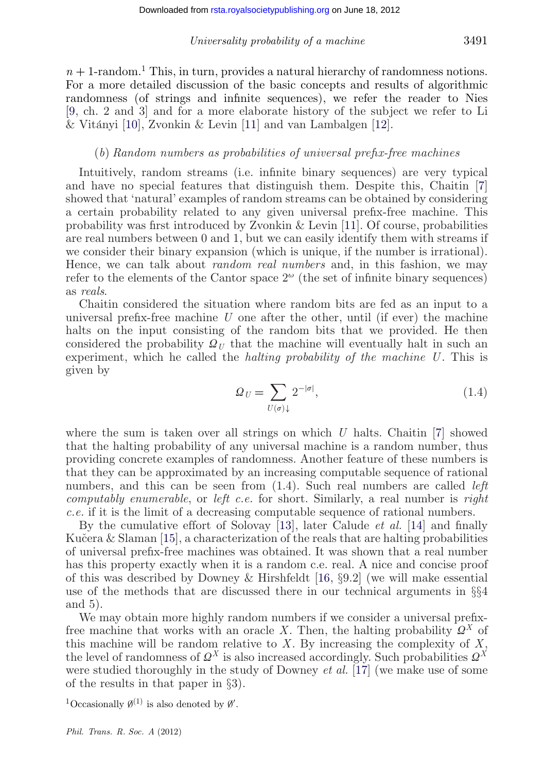$n+1$-random.[1] This, in turn, provides a natural hierarchy of randomness notions. For a more detailed discussion of the basic concepts and results of algorithmic randomness (of strings and infinite sequences), we refer the reader to Nies [9, ch. 2 and 3] and for a more elaborate history of the subject we refer to Li & Vitányi [10], Zvonkin & Levin [11] and van Lambalgen [12].

### (b) *Random numbers as probabilities of universal prefix-free machines*

Intuitively, random streams (i.e. infinite binary sequences) are very typical and have no special features that distinguish them. Despite this, Chaitin [7] showed that 'natural' examples of random streams can be obtained by considering a certain probability related to any given universal prefix-free machine. This probability was first introduced by Zvonkin & Levin [11]. Of course, probabilities are real numbers between 0 and 1, but we can easily identify them with streams if we consider their binary expansion (which is unique, if the number is irrational). Hence, we can talk about *random real numbers* and, in this fashion, we may refer to the elements of the Cantor space $2^{\omega}$ (the set of infinite binary sequences) as *reals*.

Chaitin considered the situation where random bits are fed as an input to a universal prefix-free machine $U$ one after the other, until (if ever) the machine halts on the input consisting of the random bits that we provided. He then considered the probability $\Omega_U$ that the machine will eventually halt in such an experiment, which he called the *halting probability of the machine $U$*. This is given by

$$\Omega_U = \sum_{U(\sigma)\downarrow} 2^{-|\sigma|}, \tag{1.4}$$

where the sum is taken over all strings on which $U$ halts. Chaitin [7] showed that the halting probability of any universal machine is a random number, thus providing concrete examples of randomness. Another feature of these numbers is that they can be approximated by an increasing computable sequence of rational numbers, and this can be seen from (1.4). Such real numbers are called *left computably enumerable*, or *left c.e.* for short. Similarly, a real number is *right c.e.* if it is the limit of a decreasing computable sequence of rational numbers.

By the cumulative effort of Solovay [13], later Calude *et al.* [14] and finally Kučera & Slaman [15], a characterization of the reals that are halting probabilities of universal prefix-free machines was obtained. It was shown that a real number has this property exactly when it is a random c.e. real. A nice and concise proof of this was described by Downey & Hirshfeldt [16, §9.2] (we will make essential use of the methods that are discussed there in our technical arguments in §§4 and 5).

We may obtain more highly random numbers if we consider a universal prefix-free machine that works with an oracle $X$. Then, the halting probability $\Omega^X$ of this machine will be random relative to $X$. By increasing the complexity of $X$, the level of randomness of $\Omega^X$ is also increased accordingly. Such probabilities $\Omega^X$ were studied thoroughly in the study of Downey *et al.* [17] (we make use of some of the results in that paper in §3).

[1] Occasionally $\emptyset^{(1)}$ is also denoted by $\emptyset'$.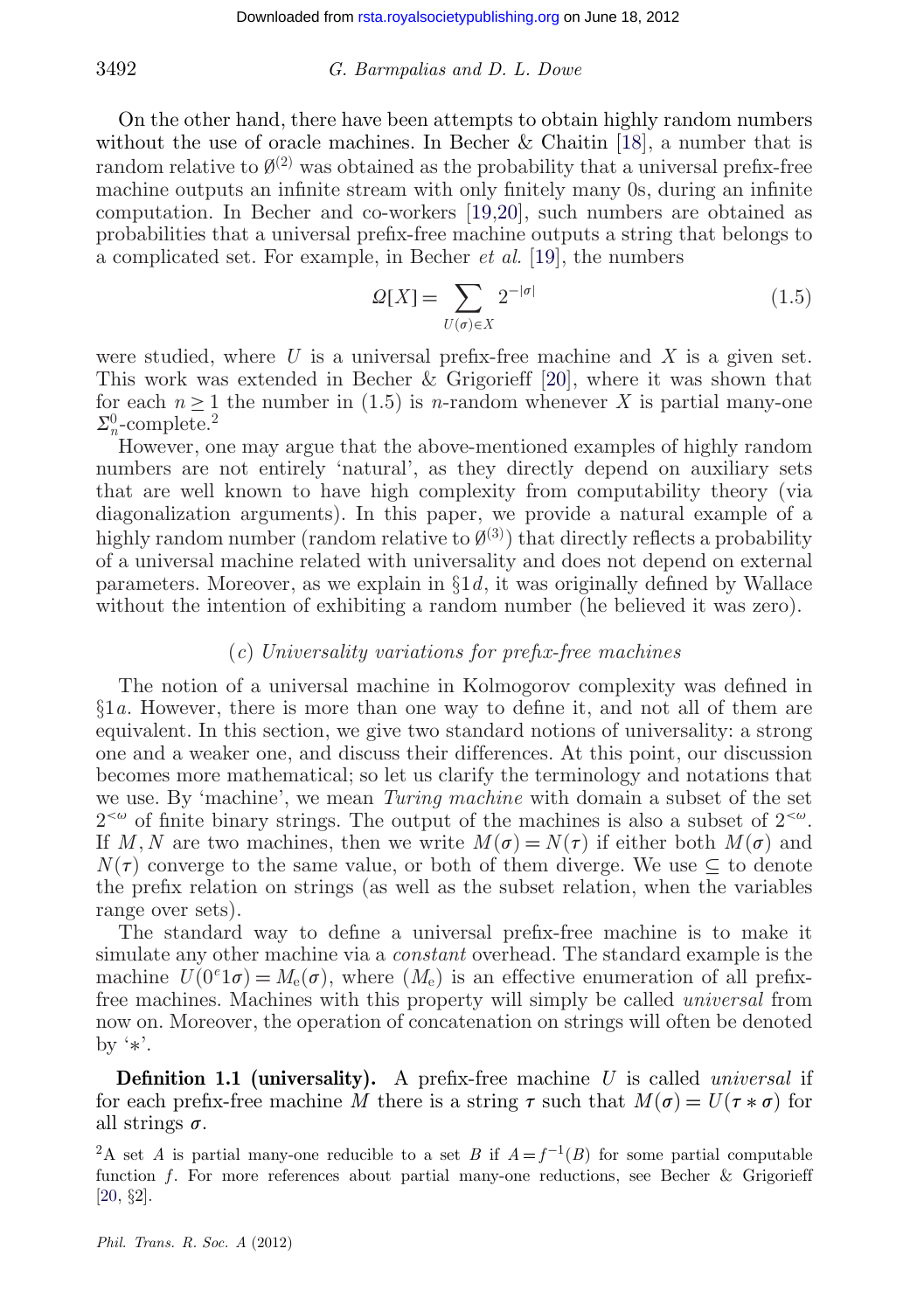On the other hand, there have been attempts to obtain highly random numbers without the use of oracle machines. In Becher & Chaitin [18], a number that is random relative to $\emptyset^{(2)}$ was obtained as the probability that a universal prefix-free machine outputs an infinite stream with only finitely many 0s, during an infinite computation. In Becher and co-workers [19,20], such numbers are obtained as probabilities that a universal prefix-free machine outputs a string that belongs to a complicated set. For example, in Becher *et al.* [19], the numbers

$$\Omega[X] = \sum_{U(\sigma)\in X} 2^{-|\sigma|} \tag{1.5}$$

were studied, where $U$ is a universal prefix-free machine and $X$ is a given set. This work was extended in Becher & Grigorieff [20], where it was shown that for each $n \geq 1$ the number in (1.5) is $n$-random whenever $X$ is partial many-one $\Sigma^0_n$-complete.[2]

However, one may argue that the above-mentioned examples of highly random numbers are not entirely 'natural', as they directly depend on auxiliary sets that are well known to have high complexity from computability theory (via diagonalization arguments). In this paper, we provide a natural example of a highly random number (random relative to $\emptyset^{(3)}$) that directly reflects a probability of a universal machine related with universality and does not depend on external parameters. Moreover, as we explain in §1*d*, it was originally defined by Wallace without the intention of exhibiting a random number (he believed it was zero).

### (*c*) *Universality variations for prefix-free machines*

The notion of a universal machine in Kolmogorov complexity was defined in §1*a*. However, there is more than one way to define it, and not all of them are equivalent. In this section, we give two standard notions of universality: a strong one and a weaker one, and discuss their differences. At this point, our discussion becomes more mathematical; so let us clarify the terminology and notations that we use. By 'machine', we mean *Turing machine* with domain a subset of the set $2^{<\omega}$ of finite binary strings. The output of the machines is also a subset of $2^{<\omega}$. If $M, N$ are two machines, then we write $M(\sigma) = N(\tau)$ if either both $M(\sigma)$ and $N(\tau)$ converge to the same value, or both of them diverge. We use $\subseteq$ to denote the prefix relation on strings (as well as the subset relation, when the variables range over sets).

The standard way to define a universal prefix-free machine is to make it simulate any other machine via a *constant* overhead. The standard example is the machine $U(0^e 1\sigma) = M_e(\sigma)$, where $(M_e)$ is an effective enumeration of all prefix-free machines. Machines with this property will simply be called *universal* from now on. Moreover, the operation of concatenation on strings will often be denoted by '$*$'.

**Definition 1.1 (universality).** A prefix-free machine $U$ is called *universal* if for each prefix-free machine $M$ there is a string $\tau$ such that $M(\sigma) = U(\tau * \sigma)$ for all strings $\sigma$.

[2] A set $A$ is partial many-one reducible to a set $B$ if $A = f^{-1}(B)$ for some partial computable function $f$. For more references about partial many-one reductions, see Becher & Grigorieff [20, §2].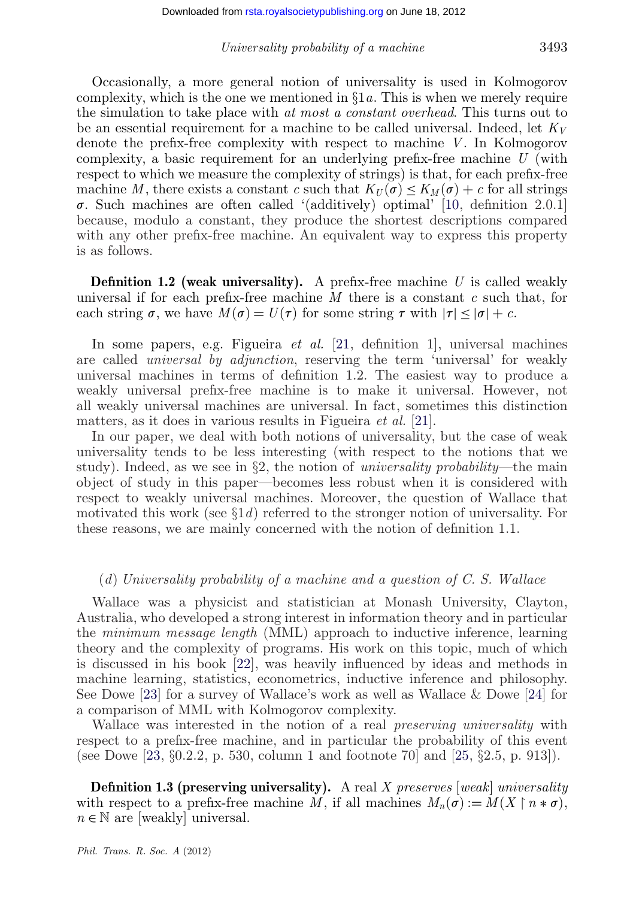Occasionally, a more general notion of universality is used in Kolmogorov complexity, which is the one we mentioned in §1*a*. This is when we merely require the simulation to take place with *at most a constant overhead*. This turns out to be an essential requirement for a machine to be called universal. Indeed, let $K_V$ denote the prefix-free complexity with respect to machine $V$. In Kolmogorov complexity, a basic requirement for an underlying prefix-free machine $U$ (with respect to which we measure the complexity of strings) is that, for each prefix-free machine $M$, there exists a constant $c$ such that $K_U(\sigma) \leq K_M(\sigma) + c$ for all strings $\sigma$. Such machines are often called '(additively) optimal' [10, definition 2.0.1] because, modulo a constant, they produce the shortest descriptions compared with any other prefix-free machine. An equivalent way to express this property is as follows.

**Definition 1.2 (weak universality).** A prefix-free machine $U$ is called weakly universal if for each prefix-free machine $M$ there is a constant $c$ such that, for each string $\sigma$, we have $M(\sigma) = U(\tau)$ for some string $\tau$ with $|\tau| \leq |\sigma| + c$.

In some papers, e.g. Figueira *et al.* [21, definition 1], universal machines are called *universal by adjunction*, reserving the term 'universal' for weakly universal machines in terms of definition 1.2. The easiest way to produce a weakly universal prefix-free machine is to make it universal. However, not all weakly universal machines are universal. In fact, sometimes this distinction matters, as it does in various results in Figueira *et al.* [21].

In our paper, we deal with both notions of universality, but the case of weak universality tends to be less interesting (with respect to the notions that we study). Indeed, as we see in §2, the notion of *universality probability*—the main object of study in this paper—becomes less robust when it is considered with respect to weakly universal machines. Moreover, the question of Wallace that motivated this work (see §1*d*) referred to the stronger notion of universality. For these reasons, we are mainly concerned with the notion of definition 1.1.

### (*d*) *Universality probability of a machine and a question of C. S. Wallace*

Wallace was a physicist and statistician at Monash University, Clayton, Australia, who developed a strong interest in information theory and in particular the *minimum message length* (MML) approach to inductive inference, learning theory and the complexity of programs. His work on this topic, much of which is discussed in his book [22], was heavily influenced by ideas and methods in machine learning, statistics, econometrics, inductive inference and philosophy. See Dowe [23] for a survey of Wallace's work as well as Wallace & Dowe [24] for a comparison of MML with Kolmogorov complexity.

Wallace was interested in the notion of a real *preserving universality* with respect to a prefix-free machine, and in particular the probability of this event (see Dowe [23, §0.2.2, p. 530, column 1 and footnote 70] and [25, §2.5, p. 913]).

**Definition 1.3 (preserving universality).** A real $X$ *preserves* [*weak*] *universality* with respect to a prefix-free machine $M$, if all machines $M_n(\sigma) := M(X \upharpoonright n * \sigma)$, $n \in \mathbb{N}$ are [weakly] universal.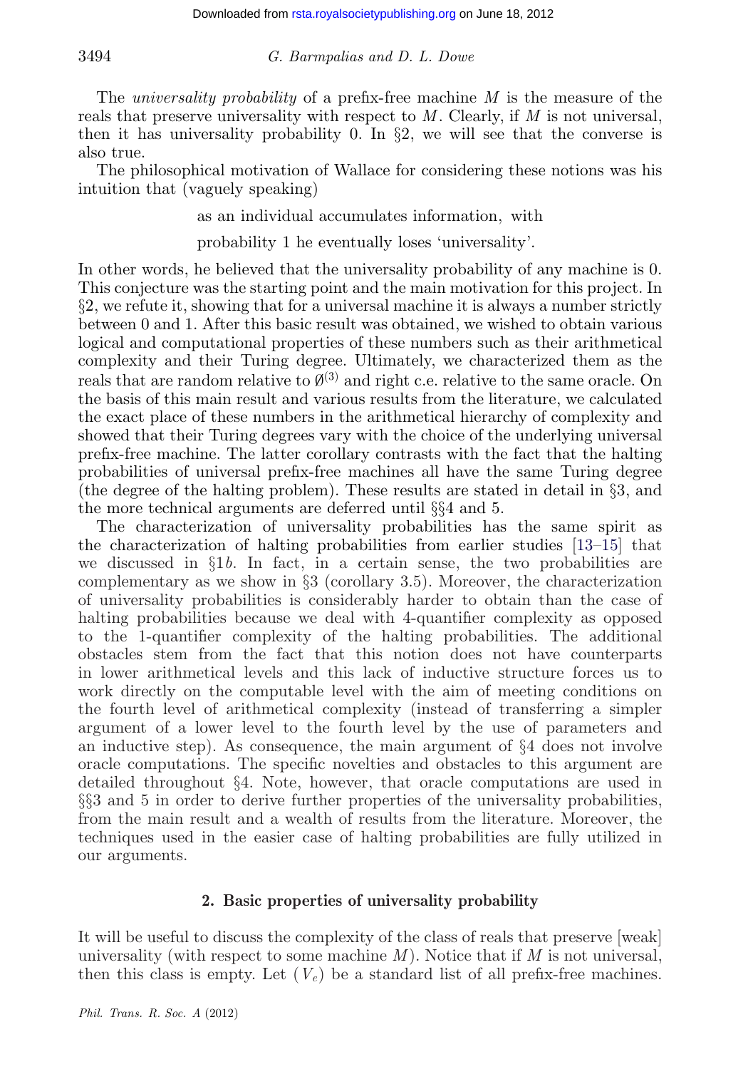The *universality probability* of a prefix-free machine $M$ is the measure of the reals that preserve universality with respect to $M$. Clearly, if $M$ is not universal, then it has universality probability 0. In §2, we will see that the converse is also true.

The philosophical motivation of Wallace for considering these notions was his intuition that (vaguely speaking)

as an individual accumulates information, with

probability 1 he eventually loses 'universality'.

In other words, he believed that the universality probability of any machine is 0. This conjecture was the starting point and the main motivation for this project. In §2, we refute it, showing that for a universal machine it is always a number strictly between 0 and 1. After this basic result was obtained, we wished to obtain various logical and computational properties of these numbers such as their arithmetical complexity and their Turing degree. Ultimately, we characterized them as the reals that are random relative to $\emptyset^{(3)}$ and right c.e. relative to the same oracle. On the basis of this main result and various results from the literature, we calculated the exact place of these numbers in the arithmetical hierarchy of complexity and showed that their Turing degrees vary with the choice of the underlying universal prefix-free machine. The latter corollary contrasts with the fact that the halting probabilities of universal prefix-free machines all have the same Turing degree (the degree of the halting problem). These results are stated in detail in §3, and the more technical arguments are deferred until §§4 and 5.

The characterization of universality probabilities has the same spirit as the characterization of halting probabilities from earlier studies [13–15] that we discussed in §1*b*. In fact, in a certain sense, the two probabilities are complementary as we show in §3 (corollary 3.5). Moreover, the characterization of universality probabilities is considerably harder to obtain than the case of halting probabilities because we deal with 4-quantifier complexity as opposed to the 1-quantifier complexity of the halting probabilities. The additional obstacles stem from the fact that this notion does not have counterparts in lower arithmetical levels and this lack of inductive structure forces us to work directly on the computable level with the aim of meeting conditions on the fourth level of arithmetical complexity (instead of transferring a simpler argument of a lower level to the fourth level by the use of parameters and an inductive step). As consequence, the main argument of §4 does not involve oracle computations. The specific novelties and obstacles to this argument are detailed throughout §4. Note, however, that oracle computations are used in §§3 and 5 in order to derive further properties of the universality probabilities, from the main result and a wealth of results from the literature. Moreover, the techniques used in the easier case of halting probabilities are fully utilized in our arguments.

## 2. Basic properties of universality probability

It will be useful to discuss the complexity of the class of reals that preserve [weak] universality (with respect to some machine $M$). Notice that if $M$ is not universal, then this class is empty. Let $(V_e)$ be a standard list of all prefix-free machines.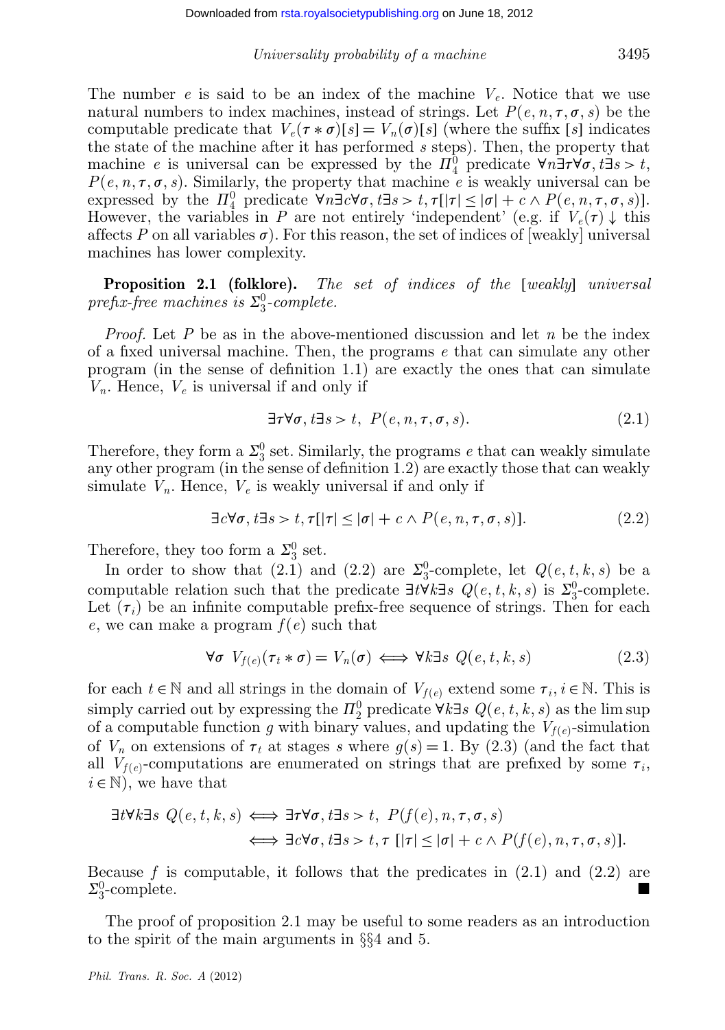The number $e$ is said to be an index of the machine $V_e$. Notice that we use natural numbers to index machines, instead of strings. Let $P(e, n, \tau, \sigma, s)$ be the computable predicate that $V_e(\tau * \sigma)[s] = V_n(\sigma)[s]$ (where the suffix $[s]$ indicates the state of the machine after it has performed $s$ steps). Then, the property that machine $e$ is universal can be expressed by the $\Pi^0_4$ predicate $\forall n \exists \tau \forall \sigma, t \exists s > t$, $P(e, n, \tau, \sigma, s)$. Similarly, the property that machine $e$ is weakly universal can be expressed by the $\Pi^0_4$ predicate $\forall n \exists c \forall \sigma, t \exists s > t, \tau[|\tau| \leq |\sigma| + c \wedge P(e, n, \tau, \sigma, s)]$. However, the variables in $P$ are not entirely 'independent' (e.g. if $V_e(\tau)\downarrow$ this affects $P$ on all variables $\sigma$). For this reason, the set of indices of [weakly] universal machines has lower complexity.

**Proposition 2.1 (folklore).** *The set of indices of the* [*weakly*] *universal prefix-free machines is* $\Sigma^0_3$*-complete.*

*Proof.* Let $P$ be as in the above-mentioned discussion and let $n$ be the index of a fixed universal machine. Then, the programs $e$ that can simulate any other program (in the sense of definition 1.1) are exactly the ones that can simulate $V_n$. Hence, $V_e$ is universal if and only if

$$\exists \tau \forall \sigma, t \exists s > t, \; P(e, n, \tau, \sigma, s). \tag{2.1}$$

Therefore, they form a $\Sigma^0_3$ set. Similarly, the programs $e$ that can weakly simulate any other program (in the sense of definition 1.2) are exactly those that can weakly simulate $V_n$. Hence, $V_e$ is weakly universal if and only if

$$\exists c \forall \sigma, t \exists s > t, \tau[|\tau| \leq |\sigma| + c \wedge P(e, n, \tau, \sigma, s)]. \tag{2.2}$$

Therefore, they too form a $\Sigma^0_3$ set.

In order to show that (2.1) and (2.2) are $\Sigma^0_3$-complete, let $Q(e, t, k, s)$ be a computable relation such that the predicate $\exists t \forall k \exists s \; Q(e, t, k, s)$ is $\Sigma^0_3$-complete. Let $(\tau_i)$ be an infinite computable prefix-free sequence of strings. Then for each $e$, we can make a program $f(e)$ such that

$$\forall \sigma \; V_{f(e)}(\tau_t * \sigma) = V_n(\sigma) \iff \forall k \exists s \; Q(e, t, k, s) \tag{2.3}$$

for each $t \in \mathbb{N}$ and all strings in the domain of $V_{f(e)}$ extend some $\tau_i, i \in \mathbb{N}$. This is simply carried out by expressing the $\Pi^0_2$ predicate $\forall k \exists s \; Q(e, t, k, s)$ as the lim sup of a computable function $g$ with binary values, and updating the $V_{f(e)}$-simulation of $V_n$ on extensions of $\tau_t$ at stages $s$ where $g(s) = 1$. By (2.3) (and the fact that all $V_{f(e)}$-computations are enumerated on strings that are prefixed by some $\tau_i$, $i \in \mathbb{N}$), we have that

$$\begin{aligned}
\exists t \forall k \exists s \; Q(e, t, k, s) &\iff \exists \tau \forall \sigma, t \exists s > t, \; P(f(e), n, \tau, \sigma, s) \\
&\iff \exists c \forall \sigma, t \exists s > t, \tau \; [|\tau| \leq |\sigma| + c \wedge P(f(e), n, \tau, \sigma, s)].
\end{aligned}$$

Because $f$ is computable, it follows that the predicates in (2.1) and (2.2) are $\Sigma^0_3$-complete. ∎

The proof of proposition 2.1 may be useful to some readers as an introduction to the spirit of the main arguments in §§4 and 5.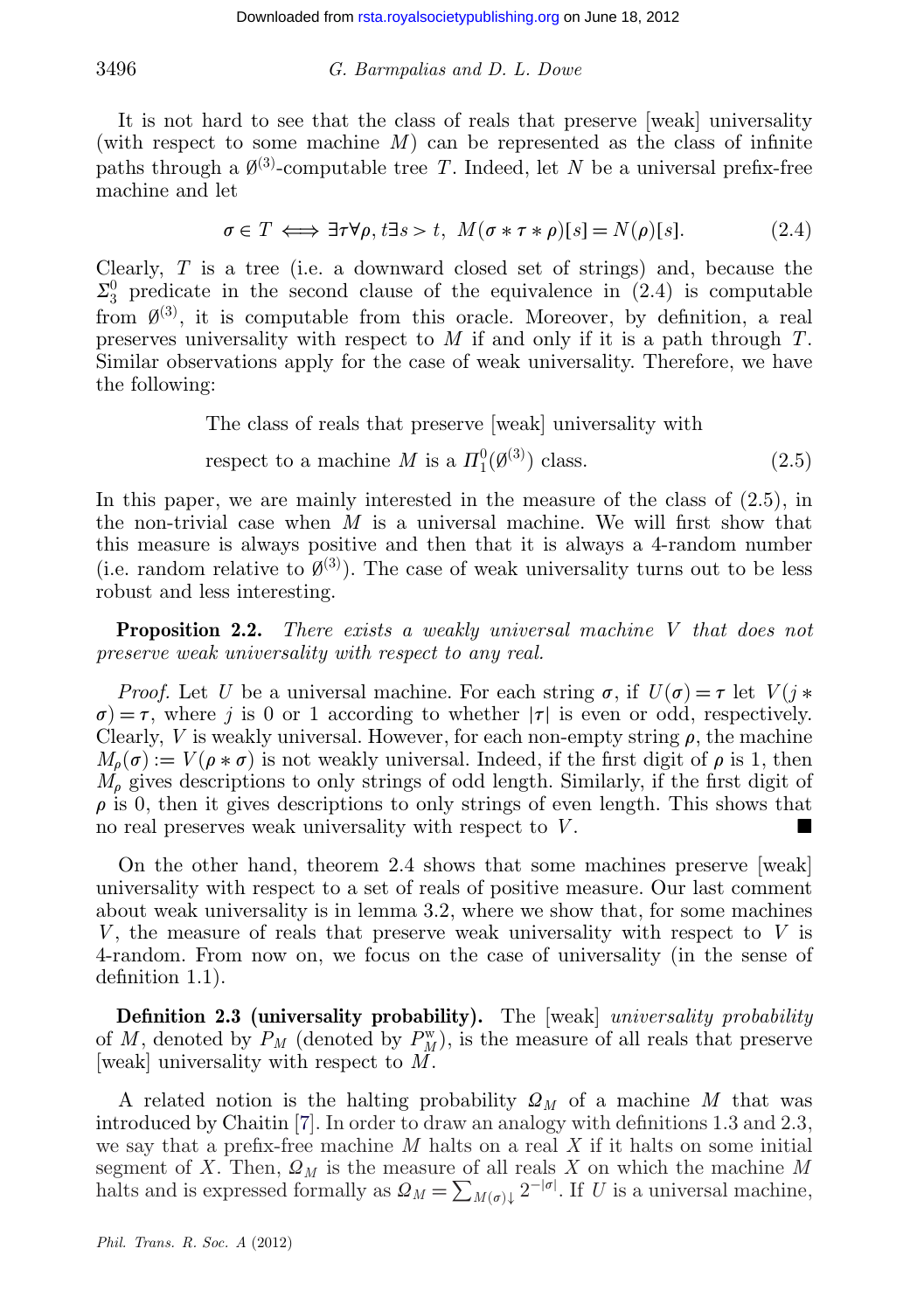It is not hard to see that the class of reals that preserve [weak] universality (with respect to some machine $M$) can be represented as the class of infinite paths through a $\emptyset^{(3)}$-computable tree $T$. Indeed, let $N$ be a universal prefix-free machine and let

$$\sigma \in T \iff \exists \tau \forall \rho, t \exists s > t,\ M(\sigma * \tau * \rho)[s] = N(\rho)[s]. \tag{2.4}$$

Clearly, $T$ is a tree (i.e. a downward closed set of strings) and, because the $\Sigma^0_3$ predicate in the second clause of the equivalence in (2.4) is computable from $\emptyset^{(3)}$, it is computable from this oracle. Moreover, by definition, a real preserves universality with respect to $M$ if and only if it is a path through $T$. Similar observations apply for the case of weak universality. Therefore, we have the following:

$$\text{The class of reals that preserve [weak] universality with respect to a machine } M \text{ is a } \Pi^0_1(\emptyset^{(3)}) \text{ class.} \tag{2.5}$$

In this paper, we are mainly interested in the measure of the class of (2.5), in the non-trivial case when $M$ is a universal machine. We will first show that this measure is always positive and then that it is always a 4-random number (i.e. random relative to $\emptyset^{(3)}$). The case of weak universality turns out to be less robust and less interesting.

**Proposition 2.2.** *There exists a weakly universal machine $V$ that does not preserve weak universality with respect to any real.*

*Proof.* Let $U$ be a universal machine. For each string $\sigma$, if $U(\sigma) = \tau$ let $V(j * \sigma) = \tau$, where $j$ is 0 or 1 according to whether $|\tau|$ is even or odd, respectively. Clearly, $V$ is weakly universal. However, for each non-empty string $\rho$, the machine $M_\rho(\sigma) := V(\rho * \sigma)$ is not weakly universal. Indeed, if the first digit of $\rho$ is 1, then $M_\rho$ gives descriptions to only strings of odd length. Similarly, if the first digit of $\rho$ is 0, then it gives descriptions to only strings of even length. This shows that no real preserves weak universality with respect to $V$. ∎

On the other hand, theorem 2.4 shows that some machines preserve [weak] universality with respect to a set of reals of positive measure. Our last comment about weak universality is in lemma 3.2, where we show that, for some machines $V$, the measure of reals that preserve weak universality with respect to $V$ is 4-random. From now on, we focus on the case of universality (in the sense of definition 1.1).

**Definition 2.3 (universality probability).** The [weak] *universality probability* of $M$, denoted by $P_M$ (denoted by $P^{\mathrm{w}}_M$), is the measure of all reals that preserve [weak] universality with respect to $M$.

A related notion is the halting probability $\Omega_M$ of a machine $M$ that was introduced by Chaitin [7]. In order to draw an analogy with definitions 1.3 and 2.3, we say that a prefix-free machine $M$ halts on a real $X$ if it halts on some initial segment of $X$. Then, $\Omega_M$ is the measure of all reals $X$ on which the machine $M$ halts and is expressed formally as $\Omega_M = \sum_{M(\sigma)\downarrow} 2^{-|\sigma|}$. If $U$ is a universal machine,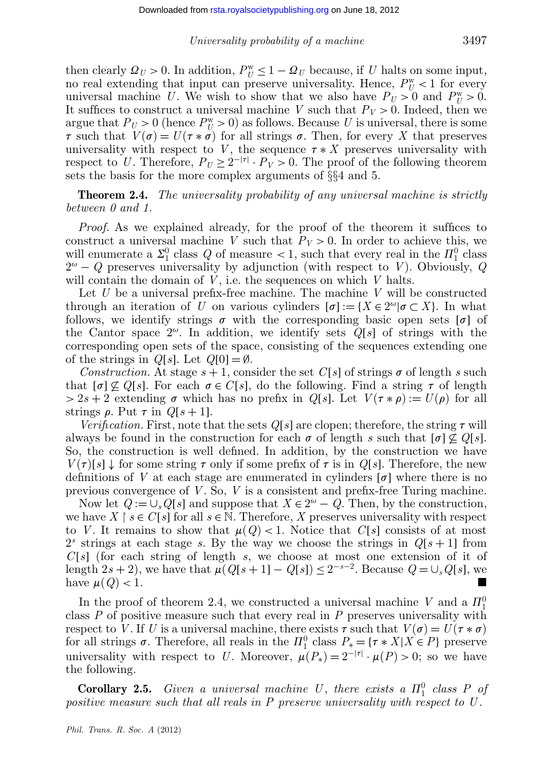then clearly $\Omega_U > 0$. In addition, $P_U^{\mathrm{w}} \leq 1 - \Omega_U$ because, if $U$ halts on some input, no real extending that input can preserve universality. Hence, $P_U^{\mathrm{w}} < 1$ for every universal machine $U$. We wish to show that we also have $P_U > 0$ and $P_U^{\mathrm{w}} > 0$. It suffices to construct a universal machine $V$ such that $P_V > 0$. Indeed, then we argue that $P_U > 0$ (hence $P_U^{\mathrm{w}} > 0$) as follows. Because $U$ is universal, there is some $\tau$ such that $V(\sigma) = U(\tau * \sigma)$ for all strings $\sigma$. Then, for every $X$ that preserves universality with respect to $V$, the sequence $\tau * X$ preserves universality with respect to $U$. Therefore, $P_U \geq 2^{-|\tau|} \cdot P_V > 0$. The proof of the following theorem sets the basis for the more complex arguments of §§4 and 5.

**Theorem 2.4.** *The universality probability of any universal machine is strictly between 0 and 1.*

*Proof.* As we explained already, for the proof of the theorem it suffices to construct a universal machine $V$ such that $P_V > 0$. In order to achieve this, we will enumerate a $\Sigma_1^0$ class $Q$ of measure $< 1$, such that every real in the $\Pi_1^0$ class $2^\omega - Q$ preserves universality by adjunction (with respect to $V$). Obviously, $Q$ will contain the domain of $V$, i.e. the sequences on which $V$ halts.

Let $U$ be a universal prefix-free machine. The machine $V$ will be constructed through an iteration of $U$ on various cylinders $[\sigma] := \{X \in 2^\omega | \sigma \subset X\}$. In what follows, we identify strings $\sigma$ with the corresponding basic open sets $[\sigma]$ of the Cantor space $2^\omega$. In addition, we identify sets $Q[s]$ of strings with the corresponding open sets of the space, consisting of the sequences extending one of the strings in $Q[s]$. Let $Q[0] = \emptyset$.

*Construction.* At stage $s+1$, consider the set $C[s]$ of strings $\sigma$ of length $s$ such that $[\sigma] \not\subseteq Q[s]$. For each $\sigma \in C[s]$, do the following. Find a string $\tau$ of length $> 2s+2$ extending $\sigma$ which has no prefix in $Q[s]$. Let $V(\tau * \rho) := U(\rho)$ for all strings $\rho$. Put $\tau$ in $Q[s+1]$.

*Verification.* First, note that the sets $Q[s]$ are clopen; therefore, the string $\tau$ will always be found in the construction for each $\sigma$ of length $s$ such that $[\sigma] \not\subseteq Q[s]$. So, the construction is well defined. In addition, by the construction we have $V(\tau)[s]\downarrow$ for some string $\tau$ only if some prefix of $\tau$ is in $Q[s]$. Therefore, the new definitions of $V$ at each stage are enumerated in cylinders $[\sigma]$ where there is no previous convergence of $V$. So, $V$ is a consistent and prefix-free Turing machine.

Now let $Q := \cup_s Q[s]$ and suppose that $X \in 2^\omega - Q$. Then, by the construction, we have $X \upharpoonright s \in C[s]$ for all $s \in \mathbb{N}$. Therefore, $X$ preserves universality with respect to $V$. It remains to show that $\mu(Q) < 1$. Notice that $C[s]$ consists of at most $2^s$ strings at each stage $s$. By the way we choose the strings in $Q[s+1]$ from $C[s]$ (for each string of length $s$, we choose at most one extension of it of length $2s+2$), we have that $\mu(Q[s+1] - Q[s]) \leq 2^{-s-2}$. Because $Q = \cup_s Q[s]$, we have $\mu(Q) < 1$. ∎

In the proof of theorem 2.4, we constructed a universal machine $V$ and a $\Pi_1^0$ class $P$ of positive measure such that every real in $P$ preserves universality with respect to $V$. If $U$ is a universal machine, there exists $\tau$ such that $V(\sigma) = U(\tau * \sigma)$ for all strings $\sigma$. Therefore, all reals in the $\Pi_1^0$ class $P_* = \{\tau * X | X \in P\}$ preserve universality with respect to $U$. Moreover, $\mu(P_*) = 2^{-|\tau|} \cdot \mu(P) > 0$; so we have the following.

**Corollary 2.5.** *Given a universal machine $U$, there exists a $\Pi_1^0$ class $P$ of positive measure such that all reals in $P$ preserve universality with respect to $U$.*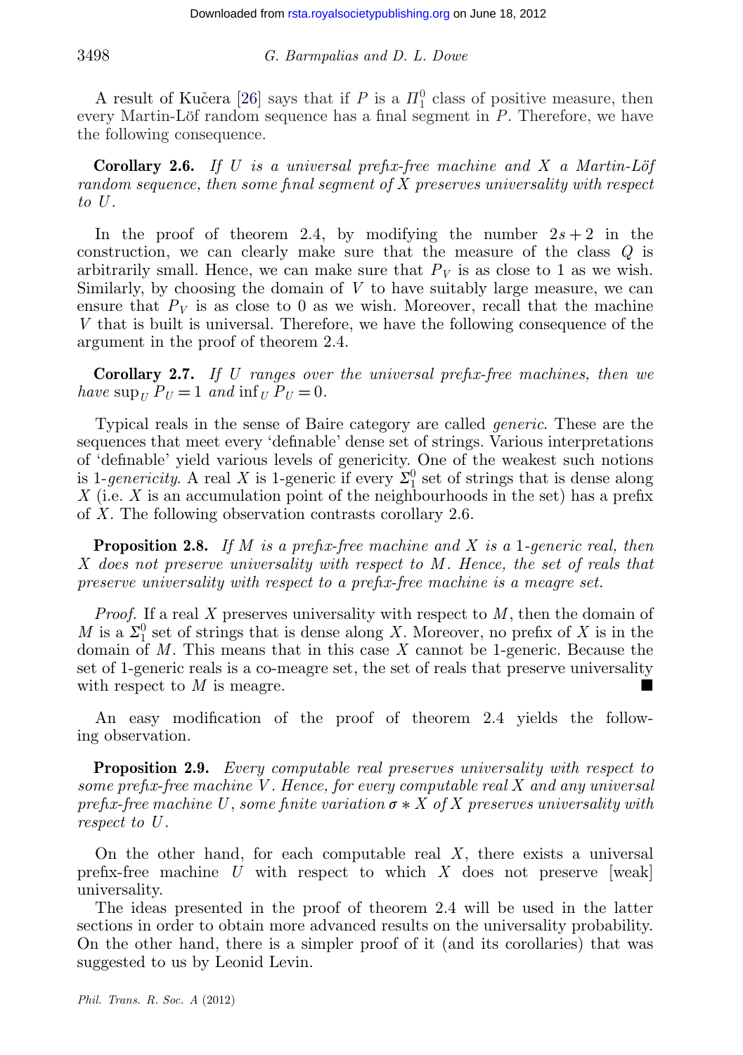A result of Kučera [26] says that if $P$ is a $\Pi^0_1$ class of positive measure, then every Martin-Löf random sequence has a final segment in $P$. Therefore, we have the following consequence.

**Corollary 2.6.** *If $U$ is a universal prefix-free machine and $X$ a Martin-Löf random sequence, then some final segment of $X$ preserves universality with respect to $U$.*

In the proof of theorem 2.4, by modifying the number $2s+2$ in the construction, we can clearly make sure that the measure of the class $Q$ is arbitrarily small. Hence, we can make sure that $P_V$ is as close to 1 as we wish. Similarly, by choosing the domain of $V$ to have suitably large measure, we can ensure that $P_V$ is as close to 0 as we wish. Moreover, recall that the machine $V$ that is built is universal. Therefore, we have the following consequence of the argument in the proof of theorem 2.4.

**Corollary 2.7.** *If $U$ ranges over the universal prefix-free machines, then we have $\sup_U P_U = 1$ and $\inf_U P_U = 0$.*

Typical reals in the sense of Baire category are called *generic*. These are the sequences that meet every 'definable' dense set of strings. Various interpretations of 'definable' yield various levels of genericity. One of the weakest such notions is 1-*genericity*. A real $X$ is 1-generic if every $\Sigma^0_1$ set of strings that is dense along $X$ (i.e. $X$ is an accumulation point of the neighbourhoods in the set) has a prefix of $X$. The following observation contrasts corollary 2.6.

**Proposition 2.8.** *If $M$ is a prefix-free machine and $X$ is a 1-generic real, then $X$ does not preserve universality with respect to $M$. Hence, the set of reals that preserve universality with respect to a prefix-free machine is a meagre set.*

*Proof.* If a real $X$ preserves universality with respect to $M$, then the domain of $M$ is a $\Sigma^0_1$ set of strings that is dense along $X$. Moreover, no prefix of $X$ is in the domain of $M$. This means that in this case $X$ cannot be 1-generic. Because the set of 1-generic reals is a co-meagre set, the set of reals that preserve universality with respect to $M$ is meagre. ∎

An easy modification of the proof of theorem 2.4 yields the following observation.

**Proposition 2.9.** *Every computable real preserves universality with respect to some prefix-free machine $V$. Hence, for every computable real $X$ and any universal prefix-free machine $U$, some finite variation $\sigma * X$ of $X$ preserves universality with respect to $U$.*

On the other hand, for each computable real $X$, there exists a universal prefix-free machine $U$ with respect to which $X$ does not preserve [weak] universality.

The ideas presented in the proof of theorem 2.4 will be used in the latter sections in order to obtain more advanced results on the universality probability. On the other hand, there is a simpler proof of it (and its corollaries) that was suggested to us by Leonid Levin.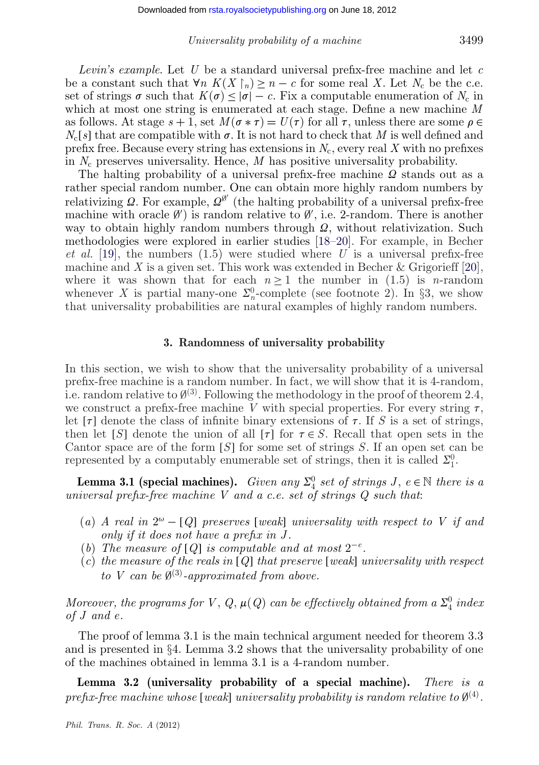*Levin's example*. Let $U$ be a standard universal prefix-free machine and let $c$ be a constant such that $\forall n\ K(X\restriction_n) \geq n - c$ for some real $X$. Let $N_c$ be the c.e. set of strings $\sigma$ such that $K(\sigma) \leq |\sigma| - c$. Fix a computable enumeration of $N_c$ in which at most one string is enumerated at each stage. Define a new machine $M$ as follows. At stage $s+1$, set $M(\sigma * \tau) = U(\tau)$ for all $\tau$, unless there are some $\rho \in N_c[s]$ that are compatible with $\sigma$. It is not hard to check that $M$ is well defined and prefix free. Because every string has extensions in $N_c$, every real $X$ with no prefixes in $N_c$ preserves universality. Hence, $M$ has positive universality probability.

The halting probability of a universal prefix-free machine $\Omega$ stands out as a rather special random number. One can obtain more highly random numbers by relativizing $\Omega$. For example, $\Omega^{\emptyset'}$ (the halting probability of a universal prefix-free machine with oracle $\emptyset'$) is random relative to $\emptyset'$, i.e. 2-random. There is another way to obtain highly random numbers through $\Omega$, without relativization. Such methodologies were explored in earlier studies [18–20]. For example, in Becher *et al.* [19], the numbers (1.5) were studied where $U$ is a universal prefix-free machine and $X$ is a given set. This work was extended in Becher & Grigorieff [20], where it was shown that for each $n \geq 1$ the number in (1.5) is $n$-random whenever $X$ is partial many-one $\Sigma^0_n$-complete (see footnote 2). In §3, we show that universality probabilities are natural examples of highly random numbers.

## 3. Randomness of universality probability

In this section, we wish to show that the universality probability of a universal prefix-free machine is a random number. In fact, we will show that it is 4-random, i.e. random relative to $\emptyset^{(3)}$. Following the methodology in the proof of theorem 2.4, we construct a prefix-free machine $V$ with special properties. For every string $\tau$, let $[\tau]$ denote the class of infinite binary extensions of $\tau$. If $S$ is a set of strings, then let $[S]$ denote the union of all $[\tau]$ for $\tau \in S$. Recall that open sets in the Cantor space are of the form $[S]$ for some set of strings $S$. If an open set can be represented by a computably enumerable set of strings, then it is called $\Sigma^0_1$.

**Lemma 3.1 (special machines).** *Given any $\Sigma^0_4$ set of strings $J$, $e \in \mathbb{N}$ there is a universal prefix-free machine $V$ and a c.e. set of strings $Q$ such that*:

- (*a*) *A real in $2^\omega - [Q]$ preserves [weak] universality with respect to $V$ if and only if it does not have a prefix in $J$.*
- (*b*) *The measure of $[Q]$ is computable and at most $2^{-e}$.*
- (*c*) *the measure of the reals in $[Q]$ that preserve [weak] universality with respect to $V$ can be $\emptyset^{(3)}$-approximated from above.*

*Moreover, the programs for $V$, $Q$, $\mu(Q)$ can be effectively obtained from a $\Sigma^0_4$ index of $J$ and $e$.*

The proof of lemma 3.1 is the main technical argument needed for theorem 3.3 and is presented in §4. Lemma 3.2 shows that the universality probability of one of the machines obtained in lemma 3.1 is a 4-random number.

**Lemma 3.2 (universality probability of a special machine).** *There is a prefix-free machine whose [weak] universality probability is random relative to $\emptyset^{(4)}$.*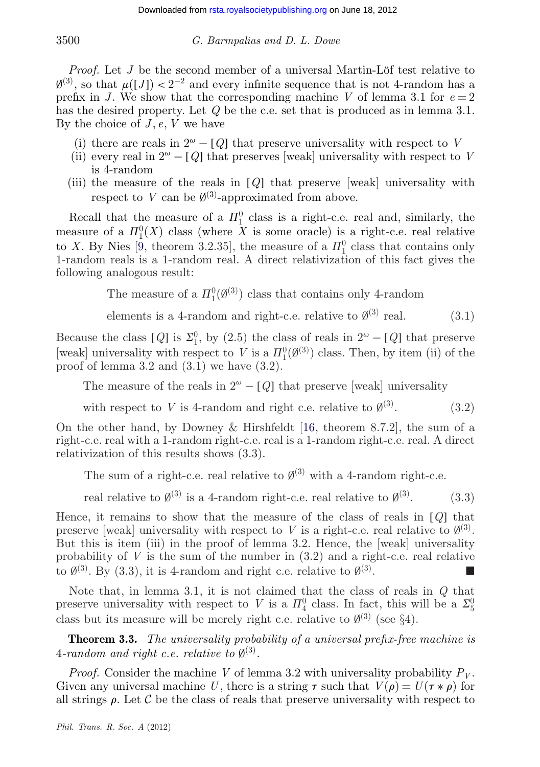*Proof.* Let $J$ be the second member of a universal Martin-Löf test relative to $\emptyset^{(3)}$, so that $\mu([J]) < 2^{-2}$ and every infinite sequence that is not 4-random has a prefix in $J$. We show that the corresponding machine $V$ of lemma 3.1 for $e = 2$ has the desired property. Let $Q$ be the c.e. set that is produced as in lemma 3.1. By the choice of $J, e, V$ we have

- (i) there are reals in $2^\omega - [Q]$ that preserve universality with respect to $V$
- (ii) every real in $2^\omega - [Q]$ that preserves [weak] universality with respect to $V$ is 4-random
- (iii) the measure of the reals in $[Q]$ that preserve [weak] universality with respect to $V$ can be $\emptyset^{(3)}$-approximated from above.

Recall that the measure of a $\Pi^0_1$ class is a right-c.e. real and, similarly, the measure of a $\Pi^0_1(X)$ class (where $X$ is some oracle) is a right-c.e. real relative to $X$. By Nies [9, theorem 3.2.35], the measure of a $\Pi^0_1$ class that contains only 1-random reals is a 1-random real. A direct relativization of this fact gives the following analogous result:

$$\text{The measure of a } \Pi^0_1(\emptyset^{(3)}) \text{ class that contains only 4-random elements is a 4-random and right-c.e. relative to } \emptyset^{(3)} \text{ real.} \tag{3.1}$$

Because the class $[Q]$ is $\Sigma^0_1$, by (2.5) the class of reals in $2^\omega - [Q]$ that preserve [weak] universality with respect to $V$ is a $\Pi^0_1(\emptyset^{(3)})$ class. Then, by item (ii) of the proof of lemma 3.2 and (3.1) we have (3.2).

$$\text{The measure of the reals in } 2^\omega - [Q] \text{ that preserve [weak] universality with respect to } V \text{ is 4-random and right c.e. relative to } \emptyset^{(3)}. \tag{3.2}$$

On the other hand, by Downey & Hirshfeldt [16, theorem 8.7.2], the sum of a right-c.e. real with a 1-random right-c.e. real is a 1-random right-c.e. real. A direct relativization of this results shows (3.3).

$$\text{The sum of a right-c.e. real relative to } \emptyset^{(3)} \text{ with a 4-random right-c.e. real relative to } \emptyset^{(3)} \text{ is a 4-random right-c.e. real relative to } \emptyset^{(3)}. \tag{3.3}$$

Hence, it remains to show that the measure of the class of reals in $[Q]$ that preserve [weak] universality with respect to $V$ is a right-c.e. real relative to $\emptyset^{(3)}$. But this is item (iii) in the proof of lemma 3.2. Hence, the [weak] universality probability of $V$ is the sum of the number in (3.2) and a right-c.e. real relative to $\emptyset^{(3)}$. By (3.3), it is 4-random and right c.e. relative to $\emptyset^{(3)}$. ∎

Note that, in lemma 3.1, it is not claimed that the class of reals in $Q$ that preserve universality with respect to $V$ is a $\Pi^0_4$ class. In fact, this will be a $\Sigma^0_5$ class but its measure will be merely right c.e. relative to $\emptyset^{(3)}$ (see §4).

**Theorem 3.3.** *The universality probability of a universal prefix-free machine is 4-random and right c.e. relative to* $\emptyset^{(3)}$.

*Proof.* Consider the machine $V$ of lemma 3.2 with universality probability $P_V$. Given any universal machine $U$, there is a string $\tau$ such that $V(\rho) = U(\tau * \rho)$ for all strings $\rho$. Let $\mathcal{C}$ be the class of reals that preserve universality with respect to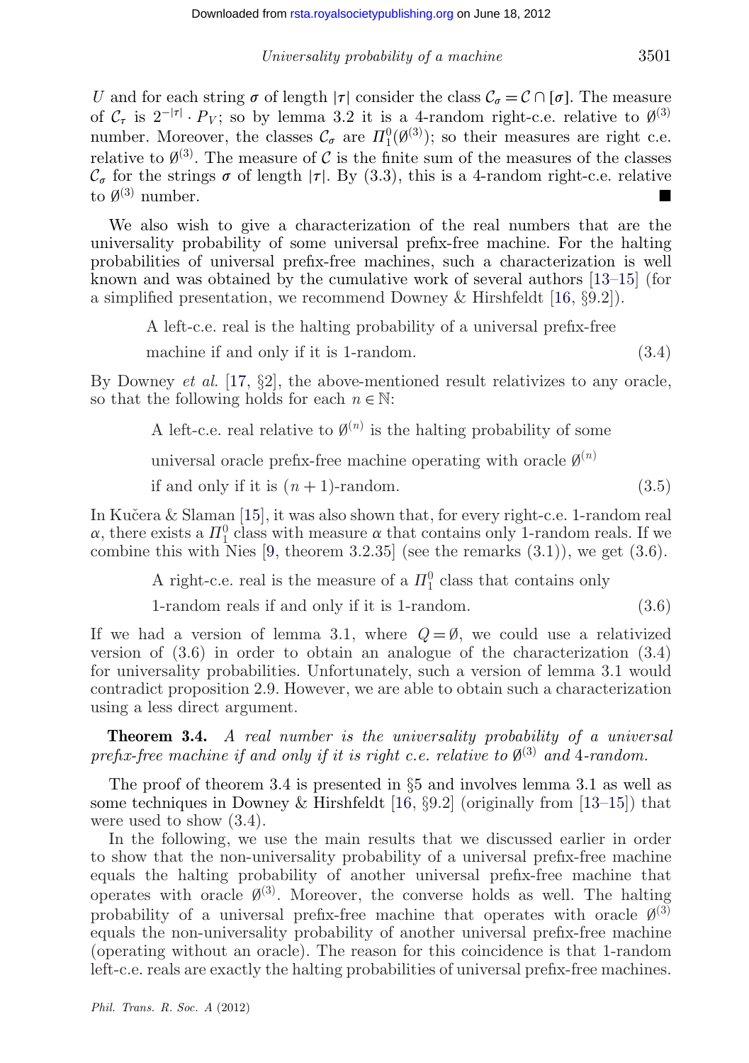$U$ and for each string $\sigma$ of length $|\tau|$ consider the class $\mathcal{C}_\sigma = \mathcal{C} \cap [\sigma]$. The measure of $\mathcal{C}_\tau$ is $2^{-|\tau|} \cdot P_V$; so by lemma 3.2 it is a 4-random right-c.e. relative to $\emptyset^{(3)}$ number. Moreover, the classes $\mathcal{C}_\sigma$ are $\Pi^0_1(\emptyset^{(3)})$; so their measures are right c.e. relative to $\emptyset^{(3)}$. The measure of $\mathcal{C}$ is the finite sum of the measures of the classes $\mathcal{C}_\sigma$ for the strings $\sigma$ of length $|\tau|$. By (3.3), this is a 4-random right-c.e. relative to $\emptyset^{(3)}$ number. ∎

We also wish to give a characterization of the real numbers that are the universality probability of some universal prefix-free machine. For the halting probabilities of universal prefix-free machines, such a characterization is well known and was obtained by the cumulative work of several authors [13–15] (for a simplified presentation, we recommend Downey & Hirshfeldt [16, §9.2]).

$$\text{A left-c.e. real is the halting probability of a universal prefix-free machine if and only if it is 1-random.} \tag{3.4}$$

By Downey *et al.* [17, §2], the above-mentioned result relativizes to any oracle, so that the following holds for each $n \in \mathbb{N}$:

$$\text{A left-c.e. real relative to } \emptyset^{(n)} \text{ is the halting probability of some universal oracle prefix-free machine operating with oracle } \emptyset^{(n)} \text{ if and only if it is } (n+1)\text{-random.} \tag{3.5}$$

In Kučera & Slaman [15], it was also shown that, for every right-c.e. 1-random real $\alpha$, there exists a $\Pi^0_1$ class with measure $\alpha$ that contains only 1-random reals. If we combine this with Nies [9, theorem 3.2.35] (see the remarks (3.1)), we get (3.6).

$$\text{A right-c.e. real is the measure of a } \Pi^0_1 \text{ class that contains only 1-random reals if and only if it is 1-random.} \tag{3.6}$$

If we had a version of lemma 3.1, where $Q = \emptyset$, we could use a relativized version of (3.6) in order to obtain an analogue of the characterization (3.4) for universality probabilities. Unfortunately, such a version of lemma 3.1 would contradict proposition 2.9. However, we are able to obtain such a characterization using a less direct argument.

**Theorem 3.4.** *A real number is the universality probability of a universal prefix-free machine if and only if it is right c.e. relative to $\emptyset^{(3)}$ and 4-random.*

The proof of theorem 3.4 is presented in §5 and involves lemma 3.1 as well as some techniques in Downey & Hirshfeldt [16, §9.2] (originally from [13–15]) that were used to show (3.4).

In the following, we use the main results that we discussed earlier in order to show that the non-universality probability of a universal prefix-free machine equals the halting probability of another universal prefix-free machine that operates with oracle $\emptyset^{(3)}$. Moreover, the converse holds as well. The halting probability of a universal prefix-free machine that operates with oracle $\emptyset^{(3)}$ equals the non-universality probability of another universal prefix-free machine (operating without an oracle). The reason for this coincidence is that 1-random left-c.e. reals are exactly the halting probabilities of universal prefix-free machines.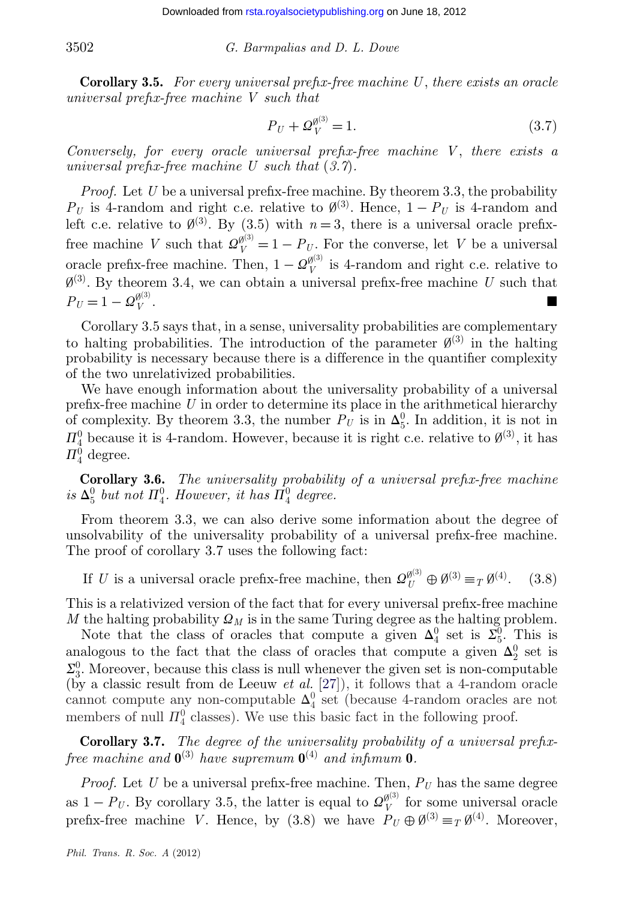**Corollary 3.5.** *For every universal prefix-free machine $U$, there exists an oracle universal prefix-free machine $V$ such that*

$$P_U + \Omega_V^{\emptyset^{(3)}} = 1. \tag{3.7}$$

*Conversely, for every oracle universal prefix-free machine $V$, there exists a universal prefix-free machine $U$ such that (3.7).*

*Proof.* Let $U$ be a universal prefix-free machine. By theorem 3.3, the probability $P_U$ is 4-random and right c.e. relative to $\emptyset^{(3)}$. Hence, $1 - P_U$ is 4-random and left c.e. relative to $\emptyset^{(3)}$. By (3.5) with $n = 3$, there is a universal oracle prefix-free machine $V$ such that $\Omega_V^{\emptyset^{(3)}} = 1 - P_U$. For the converse, let $V$ be a universal oracle prefix-free machine. Then, $1 - \Omega_V^{\emptyset^{(3)}}$ is 4-random and right c.e. relative to $\emptyset^{(3)}$. By theorem 3.4, we can obtain a universal prefix-free machine $U$ such that $P_U = 1 - \Omega_V^{\emptyset^{(3)}}$. ■

Corollary 3.5 says that, in a sense, universality probabilities are complementary to halting probabilities. The introduction of the parameter $\emptyset^{(3)}$ in the halting probability is necessary because there is a difference in the quantifier complexity of the two unrelativized probabilities.

We have enough information about the universality probability of a universal prefix-free machine $U$ in order to determine its place in the arithmetical hierarchy of complexity. By theorem 3.3, the number $P_U$ is in $\Delta_5^0$. In addition, it is not in $\Pi_4^0$ because it is 4-random. However, because it is right c.e. relative to $\emptyset^{(3)}$, it has $\Pi_4^0$ degree.

**Corollary 3.6.** *The universality probability of a universal prefix-free machine is $\Delta_5^0$ but not $\Pi_4^0$. However, it has $\Pi_4^0$ degree.*

From theorem 3.3, we can also derive some information about the degree of unsolvability of the universality probability of a universal prefix-free machine. The proof of corollary 3.7 uses the following fact:

$$\text{If } U \text{ is a universal oracle prefix-free machine, then } \Omega_U^{\emptyset^{(3)}} \oplus \emptyset^{(3)} \equiv_T \emptyset^{(4)}. \tag{3.8}$$

This is a relativized version of the fact that for every universal prefix-free machine $M$ the halting probability $\Omega_M$ is in the same Turing degree as the halting problem.

Note that the class of oracles that compute a given $\Delta_4^0$ set is $\Sigma_5^0$. This is analogous to the fact that the class of oracles that compute a given $\Delta_2^0$ set is $\Sigma_3^0$. Moreover, because this class is null whenever the given set is non-computable (by a classic result from de Leeuw *et al.* [27]), it follows that a 4-random oracle cannot compute any non-computable $\Delta_4^0$ set (because 4-random oracles are not members of null $\Pi_4^0$ classes). We use this basic fact in the following proof.

**Corollary 3.7.** *The degree of the universality probability of a universal prefix-free machine and $\mathbf{0}^{(3)}$ have supremum $\mathbf{0}^{(4)}$ and infimum $\mathbf{0}$.*

*Proof.* Let $U$ be a universal prefix-free machine. Then, $P_U$ has the same degree as $1 - P_U$. By corollary 3.5, the latter is equal to $\Omega_V^{\emptyset^{(3)}}$ for some universal oracle prefix-free machine $V$. Hence, by (3.8) we have $P_U \oplus \emptyset^{(3)} \equiv_T \emptyset^{(4)}$. Moreover,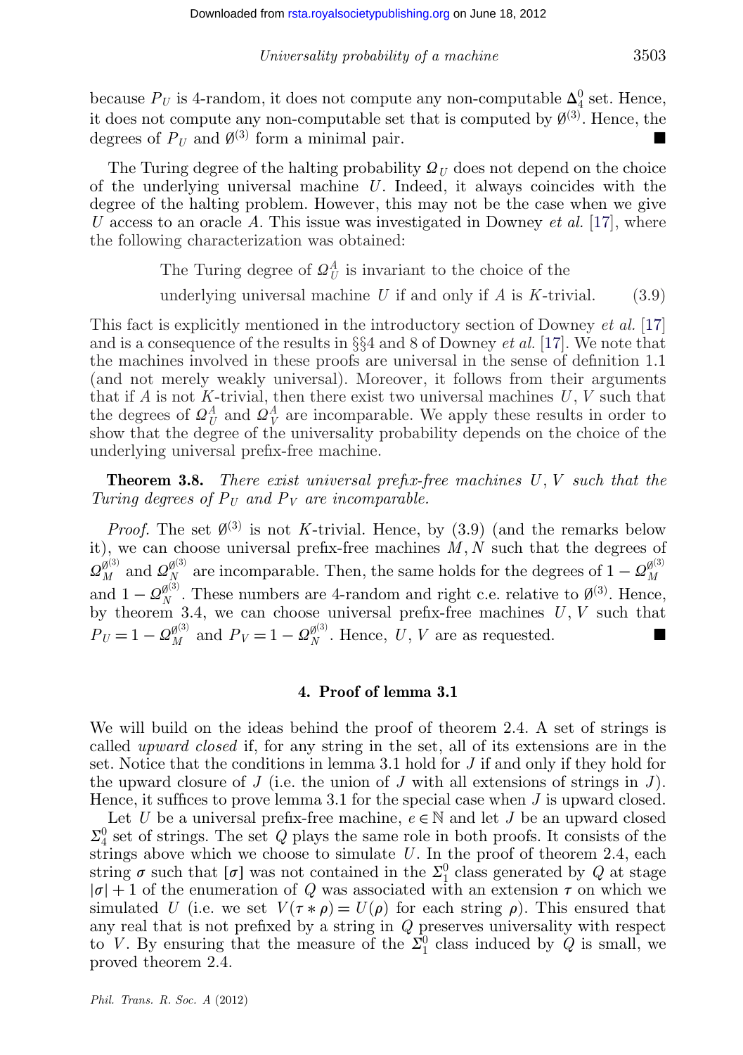because $P_U$ is 4-random, it does not compute any non-computable $\mathbf{\Delta}^0_4$ set. Hence, it does not compute any non-computable set that is computed by $\emptyset^{(3)}$. Hence, the degrees of $P_U$ and $\emptyset^{(3)}$ form a minimal pair. ∎

The Turing degree of the halting probability $\Omega_U$ does not depend on the choice of the underlying universal machine $U$. Indeed, it always coincides with the degree of the halting problem. However, this may not be the case when we give $U$ access to an oracle $A$. This issue was investigated in Downey *et al.* [17], where the following characterization was obtained:

$$\text{The Turing degree of } \Omega^A_U \text{ is invariant to the choice of the underlying universal machine } U \text{ if and only if } A \text{ is } K\text{-trivial.} \tag{3.9}$$

This fact is explicitly mentioned in the introductory section of Downey *et al.* [17] and is a consequence of the results in §§4 and 8 of Downey *et al.* [17]. We note that the machines involved in these proofs are universal in the sense of definition 1.1 (and not merely weakly universal). Moreover, it follows from their arguments that if $A$ is not $K$-trivial, then there exist two universal machines $U, V$ such that the degrees of $\Omega^A_U$ and $\Omega^A_V$ are incomparable. We apply these results in order to show that the degree of the universality probability depends on the choice of the underlying universal prefix-free machine.

**Theorem 3.8.** *There exist universal prefix-free machines $U, V$ such that the Turing degrees of $P_U$ and $P_V$ are incomparable.*

*Proof.* The set $\emptyset^{(3)}$ is not $K$-trivial. Hence, by (3.9) (and the remarks below it), we can choose universal prefix-free machines $M, N$ such that the degrees of $\Omega^{\emptyset^{(3)}}_M$ and $\Omega^{\emptyset^{(3)}}_N$ are incomparable. Then, the same holds for the degrees of $1-\Omega^{\emptyset^{(3)}}_M$ and $1-\Omega^{\emptyset^{(3)}}_N$. These numbers are 4-random and right c.e. relative to $\emptyset^{(3)}$. Hence, by theorem 3.4, we can choose universal prefix-free machines $U, V$ such that $P_U = 1-\Omega^{\emptyset^{(3)}}_M$ and $P_V = 1-\Omega^{\emptyset^{(3)}}_N$. Hence, $U, V$ are as requested. ∎

## 4. Proof of lemma 3.1

We will build on the ideas behind the proof of theorem 2.4. A set of strings is called *upward closed* if, for any string in the set, all of its extensions are in the set. Notice that the conditions in lemma 3.1 hold for $J$ if and only if they hold for the upward closure of $J$ (i.e. the union of $J$ with all extensions of strings in $J$). Hence, it suffices to prove lemma 3.1 for the special case when $J$ is upward closed.

Let $U$ be a universal prefix-free machine, $e \in \mathbb{N}$ and let $J$ be an upward closed $\Sigma^0_4$ set of strings. The set $Q$ plays the same role in both proofs. It consists of the strings above which we choose to simulate $U$. In the proof of theorem 2.4, each string $\sigma$ such that $[\sigma]$ was not contained in the $\Sigma^0_1$ class generated by $Q$ at stage $|\sigma|+1$ of the enumeration of $Q$ was associated with an extension $\tau$ on which we simulated $U$ (i.e. we set $V(\tau * \rho) = U(\rho)$ for each string $\rho$). This ensured that any real that is not prefixed by a string in $Q$ preserves universality with respect to $V$. By ensuring that the measure of the $\Sigma^0_1$ class induced by $Q$ is small, we proved theorem 2.4.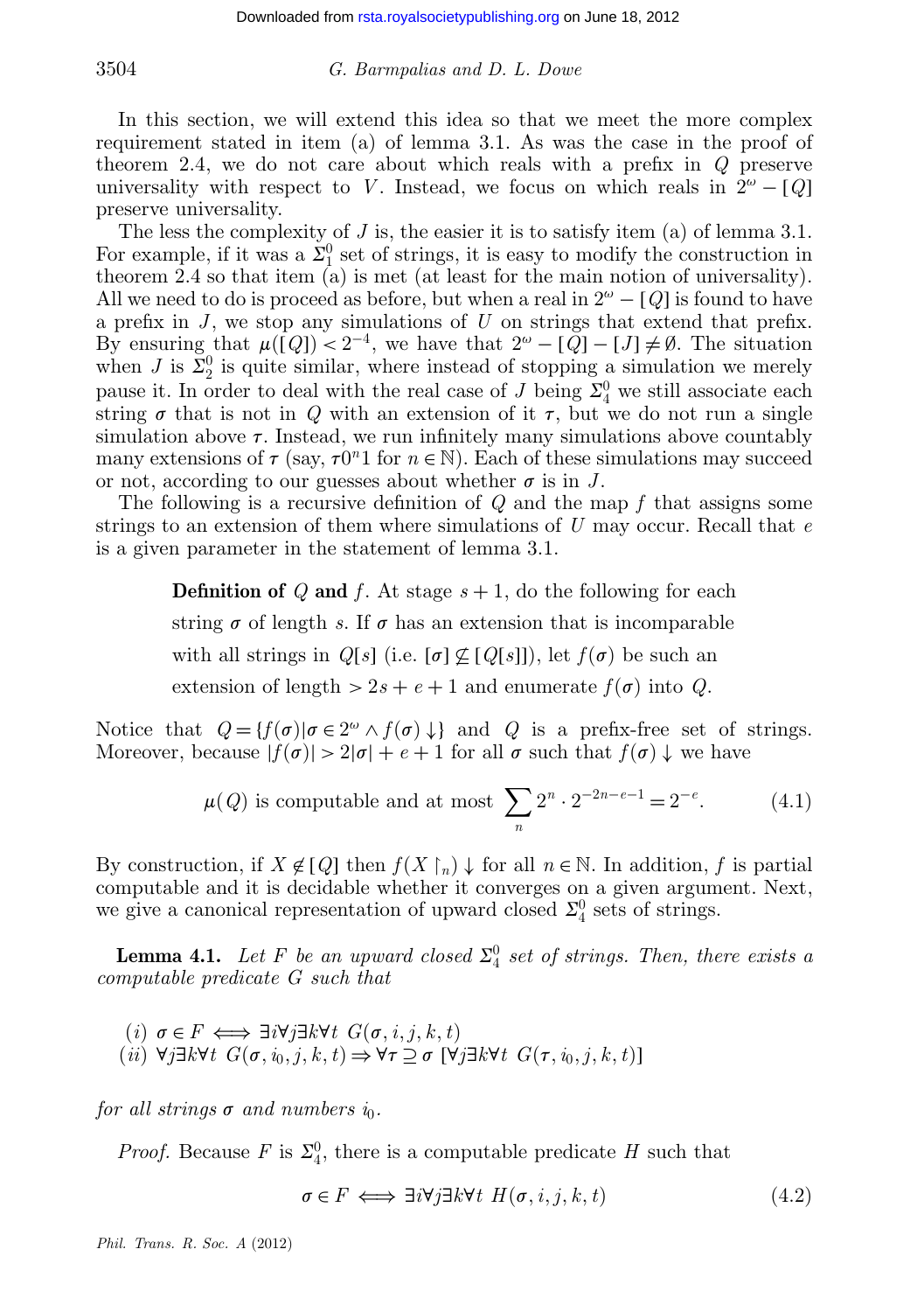In this section, we will extend this idea so that we meet the more complex requirement stated in item (a) of lemma 3.1. As was the case in the proof of theorem 2.4, we do not care about which reals with a prefix in $Q$ preserve universality with respect to $V$. Instead, we focus on which reals in $2^\omega - [Q]$ preserve universality.

The less the complexity of $J$ is, the easier it is to satisfy item (a) of lemma 3.1. For example, if it was a $\Sigma^0_1$ set of strings, it is easy to modify the construction in theorem 2.4 so that item (a) is met (at least for the main notion of universality). All we need to do is proceed as before, but when a real in $2^\omega - [Q]$ is found to have a prefix in $J$, we stop any simulations of $U$ on strings that extend that prefix. By ensuring that $\mu([Q]) < 2^{-4}$, we have that $2^\omega - [Q] - [J] \neq \emptyset$. The situation when $J$ is $\Sigma^0_2$ is quite similar, where instead of stopping a simulation we merely pause it. In order to deal with the real case of $J$ being $\Sigma^0_4$ we still associate each string $\sigma$ that is not in $Q$ with an extension of it $\tau$, but we do not run a single simulation above $\tau$. Instead, we run infinitely many simulations above countably many extensions of $\tau$ (say, $\tau 0^n 1$ for $n \in \mathbb{N}$). Each of these simulations may succeed or not, according to our guesses about whether $\sigma$ is in $J$.

The following is a recursive definition of $Q$ and the map $f$ that assigns some strings to an extension of them where simulations of $U$ may occur. Recall that $e$ is a given parameter in the statement of lemma 3.1.

> **Definition of $Q$ and $f$.** At stage $s+1$, do the following for each string $\sigma$ of length $s$. If $\sigma$ has an extension that is incomparable with all strings in $Q[s]$ (i.e. $[\sigma] \not\subseteq [Q[s]]$), let $f(\sigma)$ be such an extension of length $> 2s + e + 1$ and enumerate $f(\sigma)$ into $Q$.

Notice that $Q = \{f(\sigma) | \sigma \in 2^\omega \wedge f(\sigma)\downarrow\}$ and $Q$ is a prefix-free set of strings. Moreover, because $|f(\sigma)| > 2|\sigma| + e + 1$ for all $\sigma$ such that $f(\sigma)\downarrow$ we have

$$\mu(Q) \text{ is computable and at most } \sum_n 2^n \cdot 2^{-2n-e-1} = 2^{-e}. \tag{4.1}$$

By construction, if $X \notin [Q]$ then $f(X \restriction_n)\downarrow$ for all $n \in \mathbb{N}$. In addition, $f$ is partial computable and it is decidable whether it converges on a given argument. Next, we give a canonical representation of upward closed $\Sigma^0_4$ sets of strings.

**Lemma 4.1.** *Let $F$ be an upward closed $\Sigma^0_4$ set of strings. Then, there exists a computable predicate $G$ such that*

(i) $\sigma \in F \iff \exists i \forall j \exists k \forall t \; G(\sigma, i, j, k, t)$
(ii) $\forall j \exists k \forall t \; G(\sigma, i_0, j, k, t) \Rightarrow \forall \tau \supseteq \sigma \; [\forall j \exists k \forall t \; G(\tau, i_0, j, k, t)]$

*for all strings $\sigma$ and numbers $i_0$.*

*Proof.* Because $F$ is $\Sigma^0_4$, there is a computable predicate $H$ such that

$$\sigma \in F \iff \exists i \forall j \exists k \forall t \; H(\sigma, i, j, k, t) \tag{4.2}$$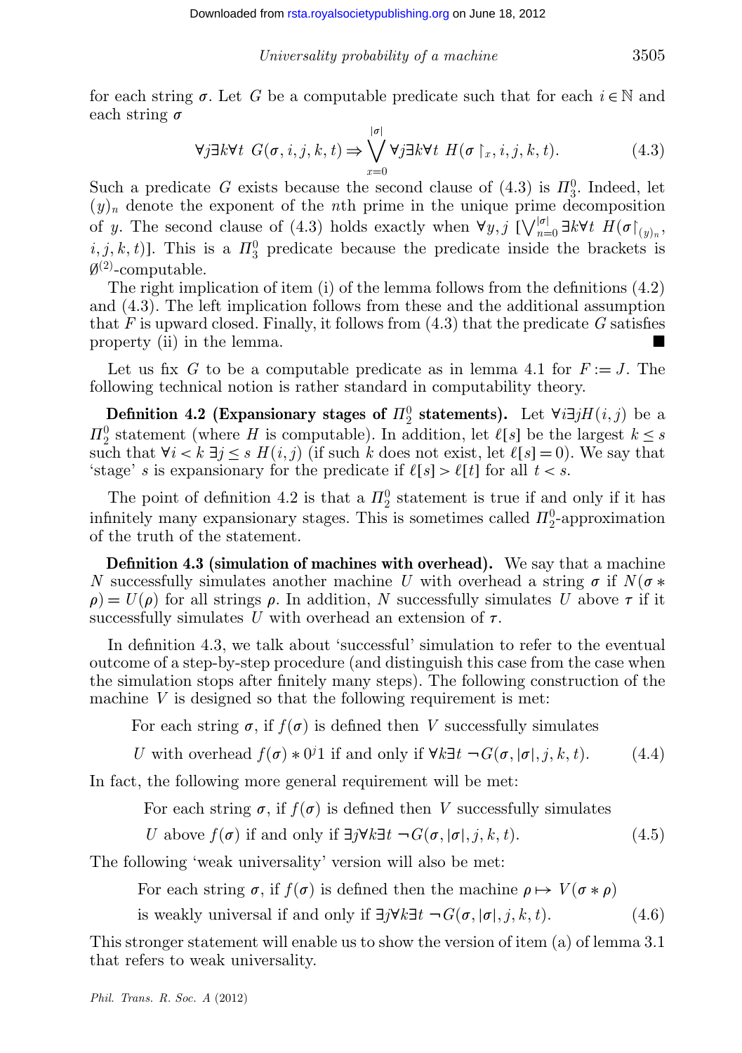for each string $\sigma$. Let $G$ be a computable predicate such that for each $i \in \mathbb{N}$ and each string $\sigma$

$$\forall j \exists k \forall t \; G(\sigma, i, j, k, t) \Rightarrow \bigvee_{x=0}^{|\sigma|} \forall j \exists k \forall t \; H(\sigma \restriction_x, i, j, k, t). \tag{4.3}$$

Such a predicate $G$ exists because the second clause of (4.3) is $\Pi^0_3$. Indeed, let $(y)_n$ denote the exponent of the $n$th prime in the unique prime decomposition of $y$. The second clause of (4.3) holds exactly when $\forall y, j \; [\bigvee_{n=0}^{|\sigma|} \exists k \forall t \; H(\sigma \restriction_{(y)_n}, i, j, k, t)]$. This is a $\Pi^0_3$ predicate because the predicate inside the brackets is $\emptyset^{(2)}$-computable.

The right implication of item (i) of the lemma follows from the definitions (4.2) and (4.3). The left implication follows from these and the additional assumption that $F$ is upward closed. Finally, it follows from (4.3) that the predicate $G$ satisfies property (ii) in the lemma. ■

Let us fix $G$ to be a computable predicate as in lemma 4.1 for $F := J$. The following technical notion is rather standard in computability theory.

**Definition 4.2 (Expansionary stages of $\Pi^0_2$ statements).** Let $\forall i \exists j H(i, j)$ be a $\Pi^0_2$ statement (where $H$ is computable). In addition, let $\ell[s]$ be the largest $k \leq s$ such that $\forall i < k \; \exists j \leq s \; H(i, j)$ (if such $k$ does not exist, let $\ell[s] = 0$). We say that 'stage' $s$ is expansionary for the predicate if $\ell[s] > \ell[t]$ for all $t < s$.

The point of definition 4.2 is that a $\Pi^0_2$ statement is true if and only if it has infinitely many expansionary stages. This is sometimes called $\Pi^0_2$-approximation of the truth of the statement.

**Definition 4.3 (simulation of machines with overhead).** We say that a machine $N$ successfully simulates another machine $U$ with overhead a string $\sigma$ if $N(\sigma * \rho) = U(\rho)$ for all strings $\rho$. In addition, $N$ successfully simulates $U$ above $\tau$ if it successfully simulates $U$ with overhead an extension of $\tau$.

In definition 4.3, we talk about 'successful' simulation to refer to the eventual outcome of a step-by-step procedure (and distinguish this case from the case when the simulation stops after finitely many steps). The following construction of the machine $V$ is designed so that the following requirement is met:

$$\begin{aligned} &\text{For each string } \sigma, \text{ if } f(\sigma) \text{ is defined then } V \text{ successfully simulates} \\ &U \text{ with overhead } f(\sigma) * 0^j 1 \text{ if and only if } \forall k \exists t \; \neg G(\sigma, |\sigma|, j, k, t). \end{aligned} \tag{4.4}$$

In fact, the following more general requirement will be met:

$$\begin{aligned} &\text{For each string } \sigma, \text{ if } f(\sigma) \text{ is defined then } V \text{ successfully simulates} \\ &U \text{ above } f(\sigma) \text{ if and only if } \exists j \forall k \exists t \; \neg G(\sigma, |\sigma|, j, k, t). \end{aligned} \tag{4.5}$$

The following 'weak universality' version will also be met:

$$\begin{aligned} &\text{For each string } \sigma, \text{ if } f(\sigma) \text{ is defined then the machine } \rho \mapsto V(\sigma * \rho) \\ &\text{is weakly universal if and only if } \exists j \forall k \exists t \; \neg G(\sigma, |\sigma|, j, k, t). \end{aligned} \tag{4.6}$$

This stronger statement will enable us to show the version of item (a) of lemma 3.1 that refers to weak universality.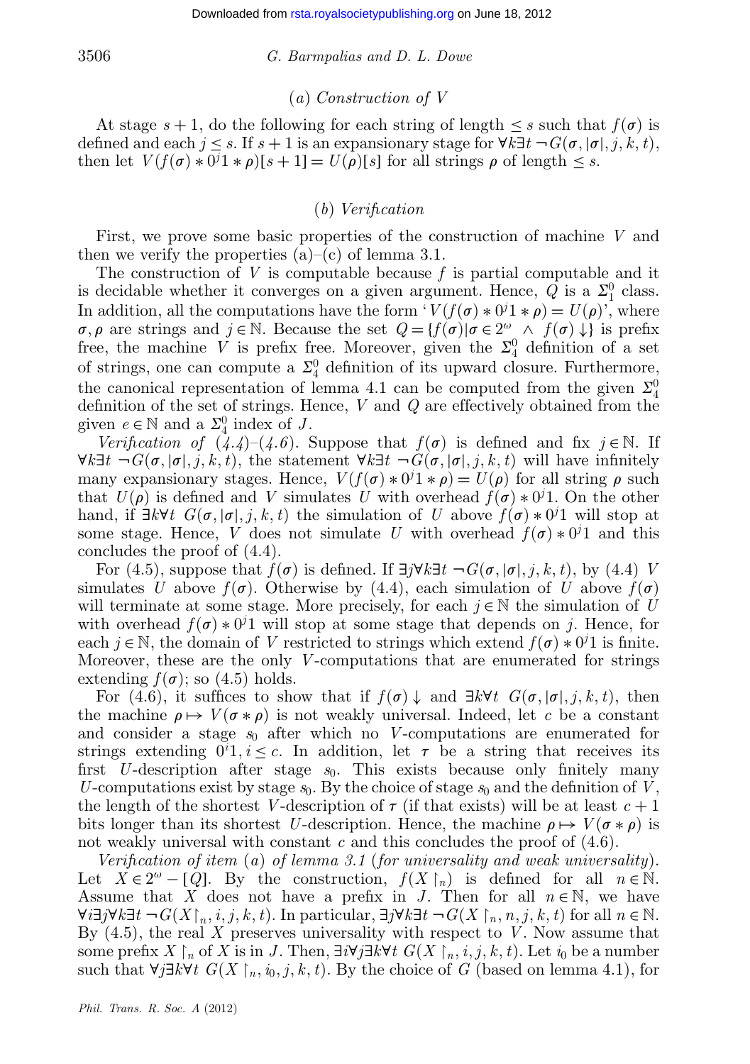### (a) *Construction of V*

At stage $s+1$, do the following for each string of length $\leq s$ such that $f(\sigma)$ is defined and each $j \leq s$. If $s+1$ is an expansionary stage for $\forall k \exists t \neg G(\sigma, |\sigma|, j, k, t)$, then let $V(f(\sigma) * 0^j 1 * \rho)[s+1] = U(\rho)[s]$ for all strings $\rho$ of length $\leq s$.

### (b) *Verification*

First, we prove some basic properties of the construction of machine $V$ and then we verify the properties (a)–(c) of lemma 3.1.

The construction of $V$ is computable because $f$ is partial computable and it is decidable whether it converges on a given argument. Hence, $Q$ is a $\Sigma^0_1$ class. In addition, all the computations have the form '$V(f(\sigma) * 0^j 1 * \rho) = U(\rho)$', where $\sigma, \rho$ are strings and $j \in \mathbb{N}$. Because the set $Q = \{f(\sigma) | \sigma \in 2^\omega \ \wedge \ f(\sigma)\downarrow\}$ is prefix free, the machine $V$ is prefix free. Moreover, given the $\Sigma^0_4$ definition of a set of strings, one can compute a $\Sigma^0_4$ definition of its upward closure. Furthermore, the canonical representation of lemma 4.1 can be computed from the given $\Sigma^0_4$ definition of the set of strings. Hence, $V$ and $Q$ are effectively obtained from the given $e \in \mathbb{N}$ and a $\Sigma^0_4$ index of $J$.

*Verification of (4.4)–(4.6).* Suppose that $f(\sigma)$ is defined and fix $j \in \mathbb{N}$. If $\forall k \exists t \neg G(\sigma, |\sigma|, j, k, t)$, the statement $\forall k \exists t \neg G(\sigma, |\sigma|, j, k, t)$ will have infinitely many expansionary stages. Hence, $V(f(\sigma) * 0^j 1 * \rho) = U(\rho)$ for all string $\rho$ such that $U(\rho)$ is defined and $V$ simulates $U$ with overhead $f(\sigma) * 0^j 1$. On the other hand, if $\exists k \forall t\ G(\sigma, |\sigma|, j, k, t)$ the simulation of $U$ above $f(\sigma) * 0^j 1$ will stop at some stage. Hence, $V$ does not simulate $U$ with overhead $f(\sigma) * 0^j 1$ and this concludes the proof of (4.4).

For (4.5), suppose that $f(\sigma)$ is defined. If $\exists j \forall k \exists t \neg G(\sigma, |\sigma|, j, k, t)$, by (4.4) $V$ simulates $U$ above $f(\sigma)$. Otherwise by (4.4), each simulation of $U$ above $f(\sigma)$ will terminate at some stage. More precisely, for each $j \in \mathbb{N}$ the simulation of $U$ with overhead $f(\sigma) * 0^j 1$ will stop at some stage that depends on $j$. Hence, for each $j \in \mathbb{N}$, the domain of $V$ restricted to strings which extend $f(\sigma) * 0^j 1$ is finite. Moreover, these are the only $V$-computations that are enumerated for strings extending $f(\sigma)$; so (4.5) holds.

For (4.6), it suffices to show that if $f(\sigma)\downarrow$ and $\exists k \forall t\ G(\sigma, |\sigma|, j, k, t)$, then the machine $\rho \mapsto V(\sigma * \rho)$ is not weakly universal. Indeed, let $c$ be a constant and consider a stage $s_0$ after which no $V$-computations are enumerated for strings extending $0^i 1, i \leq c$. In addition, let $\tau$ be a string that receives its first $U$-description after stage $s_0$. This exists because only finitely many $U$-computations exist by stage $s_0$. By the choice of stage $s_0$ and the definition of $V$, the length of the shortest $V$-description of $\tau$ (if that exists) will be at least $c+1$ bits longer than its shortest $U$-description. Hence, the machine $\rho \mapsto V(\sigma * \rho)$ is not weakly universal with constant $c$ and this concludes the proof of (4.6).

*Verification of item (a) of lemma 3.1 (for universality and weak universality).* Let $X \in 2^\omega - [Q]$. By the construction, $f(X \restriction_n)$ is defined for all $n \in \mathbb{N}$. Assume that $X$ does not have a prefix in $J$. Then for all $n \in \mathbb{N}$, we have $\forall i \exists j \forall k \exists t \neg G(X \restriction_n, i, j, k, t)$. In particular, $\exists j \forall k \exists t \neg G(X \restriction_n, n, j, k, t)$ for all $n \in \mathbb{N}$. By (4.5), the real $X$ preserves universality with respect to $V$. Now assume that some prefix $X \restriction_n$ of $X$ is in $J$. Then, $\exists i \forall j \exists k \forall t\ G(X \restriction_n, i, j, k, t)$. Let $i_0$ be a number such that $\forall j \exists k \forall t\ G(X \restriction_n, i_0, j, k, t)$. By the choice of $G$ (based on lemma 4.1), for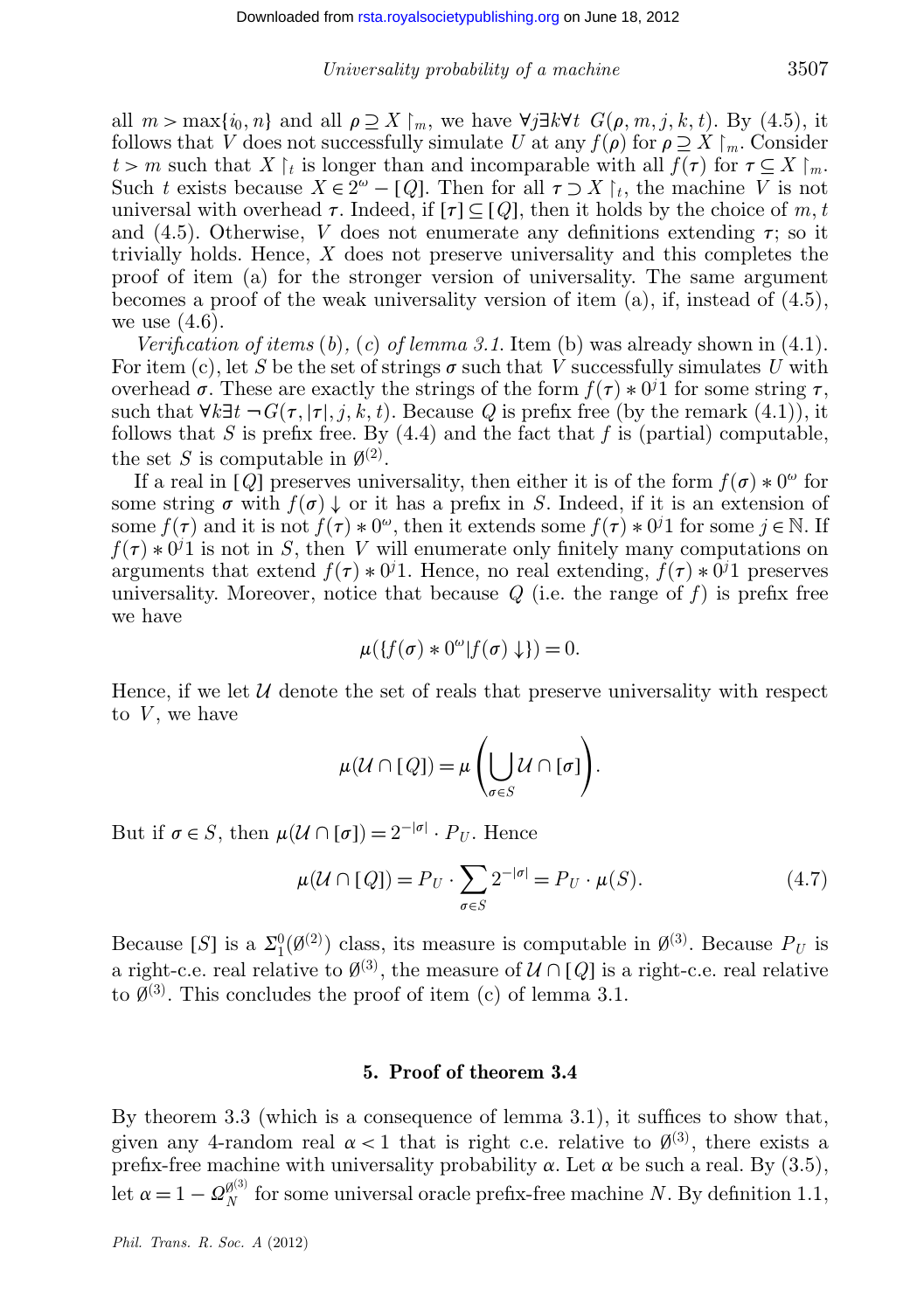all $m > \max\{i_0, n\}$ and all $\rho \supseteq X\restriction_m$, we have $\forall j \exists k \forall t\ G(\rho, m, j, k, t)$. By (4.5), it follows that $V$ does not successfully simulate $U$ at any $f(\rho)$ for $\rho \supseteq X\restriction_m$. Consider $t > m$ such that $X\restriction_t$ is longer than and incomparable with all $f(\tau)$ for $\tau \subseteq X\restriction_m$. Such $t$ exists because $X \in 2^\omega - [Q]$. Then for all $\tau \supset X\restriction_t$, the machine $V$ is not universal with overhead $\tau$. Indeed, if $[\tau] \subseteq [Q]$, then it holds by the choice of $m, t$ and (4.5). Otherwise, $V$ does not enumerate any definitions extending $\tau$; so it trivially holds. Hence, $X$ does not preserve universality and this completes the proof of item (a) for the stronger version of universality. The same argument becomes a proof of the weak universality version of item (a), if, instead of (4.5), we use (4.6).

*Verification of items (b), (c) of lemma 3.1.* Item (b) was already shown in (4.1). For item (c), let $S$ be the set of strings $\sigma$ such that $V$ successfully simulates $U$ with overhead $\sigma$. These are exactly the strings of the form $f(\tau) * 0^j 1$ for some string $\tau$, such that $\forall k \exists t\ \neg G(\tau, |\tau|, j, k, t)$. Because $Q$ is prefix free (by the remark (4.1)), it follows that $S$ is prefix free. By (4.4) and the fact that $f$ is (partial) computable, the set $S$ is computable in $\emptyset^{(2)}$.

If a real in $[Q]$ preserves universality, then either it is of the form $f(\sigma) * 0^\omega$ for some string $\sigma$ with $f(\sigma)\downarrow$ or it has a prefix in $S$. Indeed, if it is an extension of some $f(\tau)$ and it is not $f(\tau) * 0^\omega$, then it extends some $f(\tau) * 0^j 1$ for some $j \in \mathbb{N}$. If $f(\tau) * 0^j 1$ is not in $S$, then $V$ will enumerate only finitely many computations on arguments that extend $f(\tau) * 0^j 1$. Hence, no real extending, $f(\tau) * 0^j 1$ preserves universality. Moreover, notice that because $Q$ (i.e. the range of $f$) is prefix free we have

$$\mu(\{f(\sigma) * 0^\omega | f(\sigma)\downarrow\}) = 0.$$

Hence, if we let $\mathcal{U}$ denote the set of reals that preserve universality with respect to $V$, we have

$$\mu(\mathcal{U} \cap [Q]) = \mu\left(\bigcup_{\sigma \in S} \mathcal{U} \cap [\sigma]\right).$$

But if $\sigma \in S$, then $\mu(\mathcal{U} \cap [\sigma]) = 2^{-|\sigma|} \cdot P_U$. Hence

$$\mu(\mathcal{U} \cap [Q]) = P_U \cdot \sum_{\sigma \in S} 2^{-|\sigma|} = P_U \cdot \mu(S). \tag{4.7}$$

Because $[S]$ is a $\Sigma^0_1(\emptyset^{(2)})$ class, its measure is computable in $\emptyset^{(3)}$. Because $P_U$ is a right-c.e. real relative to $\emptyset^{(3)}$, the measure of $\mathcal{U} \cap [Q]$ is a right-c.e. real relative to $\emptyset^{(3)}$. This concludes the proof of item (c) of lemma 3.1.

## 5. Proof of theorem 3.4

By theorem 3.3 (which is a consequence of lemma 3.1), it suffices to show that, given any 4-random real $\alpha < 1$ that is right c.e. relative to $\emptyset^{(3)}$, there exists a prefix-free machine with universality probability $\alpha$. Let $\alpha$ be such a real. By (3.5), let $\alpha = 1 - \Omega_N^{\emptyset^{(3)}}$ for some universal oracle prefix-free machine $N$. By definition 1.1,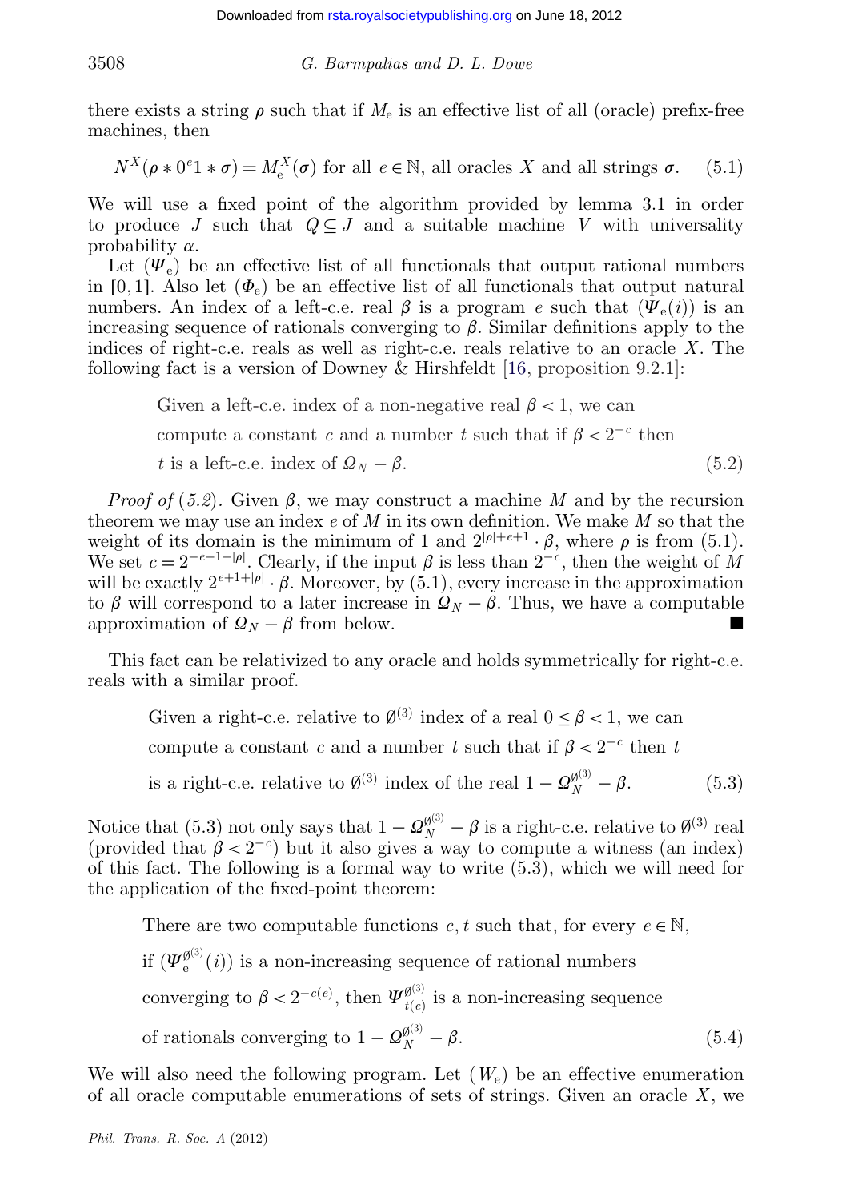there exists a string $\rho$ such that if $M_e$ is an effective list of all (oracle) prefix-free machines, then

$$N^X(\rho * 0^e 1 * \sigma) = M_e^X(\sigma) \text{ for all } e \in \mathbb{N}, \text{ all oracles } X \text{ and all strings } \sigma. \qquad (5.1)$$

We will use a fixed point of the algorithm provided by lemma 3.1 in order to produce $J$ such that $Q \subseteq J$ and a suitable machine $V$ with universality probability $\alpha$.

Let $(\Psi_e)$ be an effective list of all functionals that output rational numbers in $[0, 1]$. Also let $(\Phi_e)$ be an effective list of all functionals that output natural numbers. An index of a left-c.e. real $\beta$ is a program $e$ such that $(\Psi_e(i))$ is an increasing sequence of rationals converging to $\beta$. Similar definitions apply to the indices of right-c.e. reals as well as right-c.e. reals relative to an oracle $X$. The following fact is a version of Downey & Hirshfeldt [16, proposition 9.2.1]:

> Given a left-c.e. index of a non-negative real $\beta < 1$, we can compute a constant $c$ and a number $t$ such that if $\beta < 2^{-c}$ then $t$ is a left-c.e. index of $\Omega_N - \beta$. $\qquad$ (5.2)

*Proof of (5.2).* Given $\beta$, we may construct a machine $M$ and by the recursion theorem we may use an index $e$ of $M$ in its own definition. We make $M$ so that the weight of its domain is the minimum of 1 and $2^{|\rho|+e+1} \cdot \beta$, where $\rho$ is from (5.1). We set $c = 2^{-e-1-|\rho|}$. Clearly, if the input $\beta$ is less than $2^{-c}$, then the weight of $M$ will be exactly $2^{e+1+|\rho|} \cdot \beta$. Moreover, by (5.1), every increase in the approximation to $\beta$ will correspond to a later increase in $\Omega_N - \beta$. Thus, we have a computable approximation of $\Omega_N - \beta$ from below. ■

This fact can be relativized to any oracle and holds symmetrically for right-c.e. reals with a similar proof.

> Given a right-c.e. relative to $\emptyset^{(3)}$ index of a real $0 \le \beta < 1$, we can compute a constant $c$ and a number $t$ such that if $\beta < 2^{-c}$ then $t$ is a right-c.e. relative to $\emptyset^{(3)}$ index of the real $1 - \Omega_N^{\emptyset^{(3)}} - \beta$. $\qquad$ (5.3)

Notice that (5.3) not only says that $1 - \Omega_N^{\emptyset^{(3)}} - \beta$ is a right-c.e. relative to $\emptyset^{(3)}$ real (provided that $\beta < 2^{-c}$) but it also gives a way to compute a witness (an index) of this fact. The following is a formal way to write (5.3), which we will need for the application of the fixed-point theorem:

> There are two computable functions $c, t$ such that, for every $e \in \mathbb{N}$, if $(\Psi_e^{\emptyset^{(3)}}(i))$ is a non-increasing sequence of rational numbers converging to $\beta < 2^{-c(e)}$, then $\Psi_{t(e)}^{\emptyset^{(3)}}$ is a non-increasing sequence of rationals converging to $1 - \Omega_N^{\emptyset^{(3)}} - \beta$. $\qquad$ (5.4)

We will also need the following program. Let $(W_e)$ be an effective enumeration of all oracle computable enumerations of sets of strings. Given an oracle $X$, we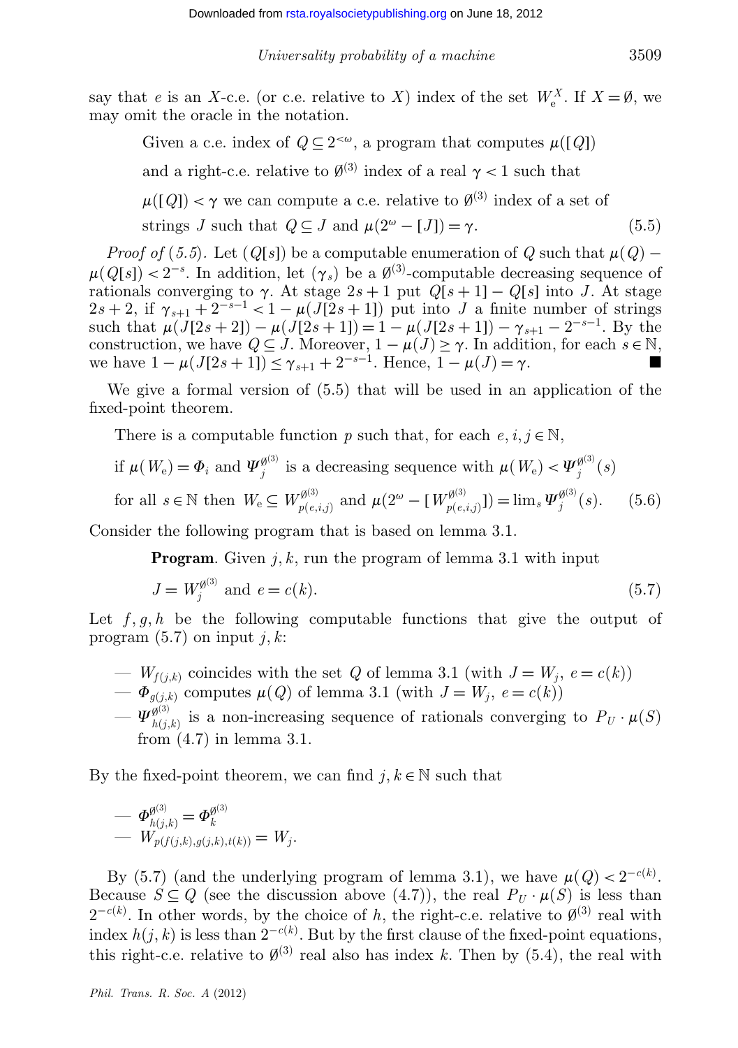say that $e$ is an $X$-c.e. (or c.e. relative to $X$) index of the set $W_e^X$. If $X = \emptyset$, we may omit the oracle in the notation.

$$\text{Given a c.e. index of } Q \subseteq 2^{<\omega}\text{, a program that computes } \mu([Q]) \text{ and a right-c.e. relative to } \emptyset^{(3)} \text{ index of a real } \gamma < 1 \text{ such that } \mu([Q]) < \gamma \text{ we can compute a c.e. relative to } \emptyset^{(3)} \text{ index of a set of strings } J \text{ such that } Q \subseteq J \text{ and } \mu(2^\omega - [J]) = \gamma. \tag{5.5}$$

*Proof of (5.5).* Let $(Q[s])$ be a computable enumeration of $Q$ such that $\mu(Q) - \mu(Q[s]) < 2^{-s}$. In addition, let $(\gamma_s)$ be a $\emptyset^{(3)}$-computable decreasing sequence of rationals converging to $\gamma$. At stage $2s+1$ put $Q[s+1] - Q[s]$ into $J$. At stage $2s+2$, if $\gamma_{s+1} + 2^{-s-1} < 1 - \mu(J[2s+1])$ put into $J$ a finite number of strings such that $\mu(J[2s+2]) - \mu(J[2s+1]) = 1 - \mu(J[2s+1]) - \gamma_{s+1} - 2^{-s-1}$. By the construction, we have $Q \subseteq J$. Moreover, $1 - \mu(J) \geq \gamma$. In addition, for each $s \in \mathbb{N}$, we have $1 - \mu(J[2s+1]) \leq \gamma_{s+1} + 2^{-s-1}$. Hence, $1 - \mu(J) = \gamma$. ■

We give a formal version of (5.5) that will be used in an application of the fixed-point theorem.

$$\text{There is a computable function } p \text{ such that, for each } e, i, j \in \mathbb{N}, \text{ if } \mu(W_e) = \Phi_i \text{ and } \Psi_j^{\emptyset^{(3)}} \text{ is a decreasing sequence with } \mu(W_e) < \Psi_j^{\emptyset^{(3)}}(s) \text{ for all } s \in \mathbb{N} \text{ then } W_e \subseteq W_{p(e,i,j)}^{\emptyset^{(3)}} \text{ and } \mu(2^\omega - [W_{p(e,i,j)}^{\emptyset^{(3)}}]) = \lim_s \Psi_j^{\emptyset^{(3)}}(s). \tag{5.6}$$

Consider the following program that is based on lemma 3.1.

$$\textbf{Program}. \text{ Given } j, k, \text{ run the program of lemma 3.1 with input } J = W_j^{\emptyset^{(3)}} \text{ and } e = c(k). \tag{5.7}$$

Let $f, g, h$ be the following computable functions that give the output of program (5.7) on input $j, k$:

- $W_{f(j,k)}$ coincides with the set $Q$ of lemma 3.1 (with $J = W_j$, $e = c(k)$)
- $\Phi_{g(j,k)}$ computes $\mu(Q)$ of lemma 3.1 (with $J = W_j$, $e = c(k)$)
- $\Psi_{h(j,k)}^{\emptyset^{(3)}}$ is a non-increasing sequence of rationals converging to $P_U \cdot \mu(S)$ from (4.7) in lemma 3.1.

By the fixed-point theorem, we can find $j, k \in \mathbb{N}$ such that

- $\Phi_{h(j,k)}^{\emptyset^{(3)}} = \Phi_k^{\emptyset^{(3)}}$
- $W_{p(f(j,k),g(j,k),t(k))} = W_j$.

By (5.7) (and the underlying program of lemma 3.1), we have $\mu(Q) < 2^{-c(k)}$. Because $S \subseteq Q$ (see the discussion above (4.7)), the real $P_U \cdot \mu(S)$ is less than $2^{-c(k)}$. In other words, by the choice of $h$, the right-c.e. relative to $\emptyset^{(3)}$ real with index $h(j,k)$ is less than $2^{-c(k)}$. But by the first clause of the fixed-point equations, this right-c.e. relative to $\emptyset^{(3)}$ real also has index $k$. Then by (5.4), the real with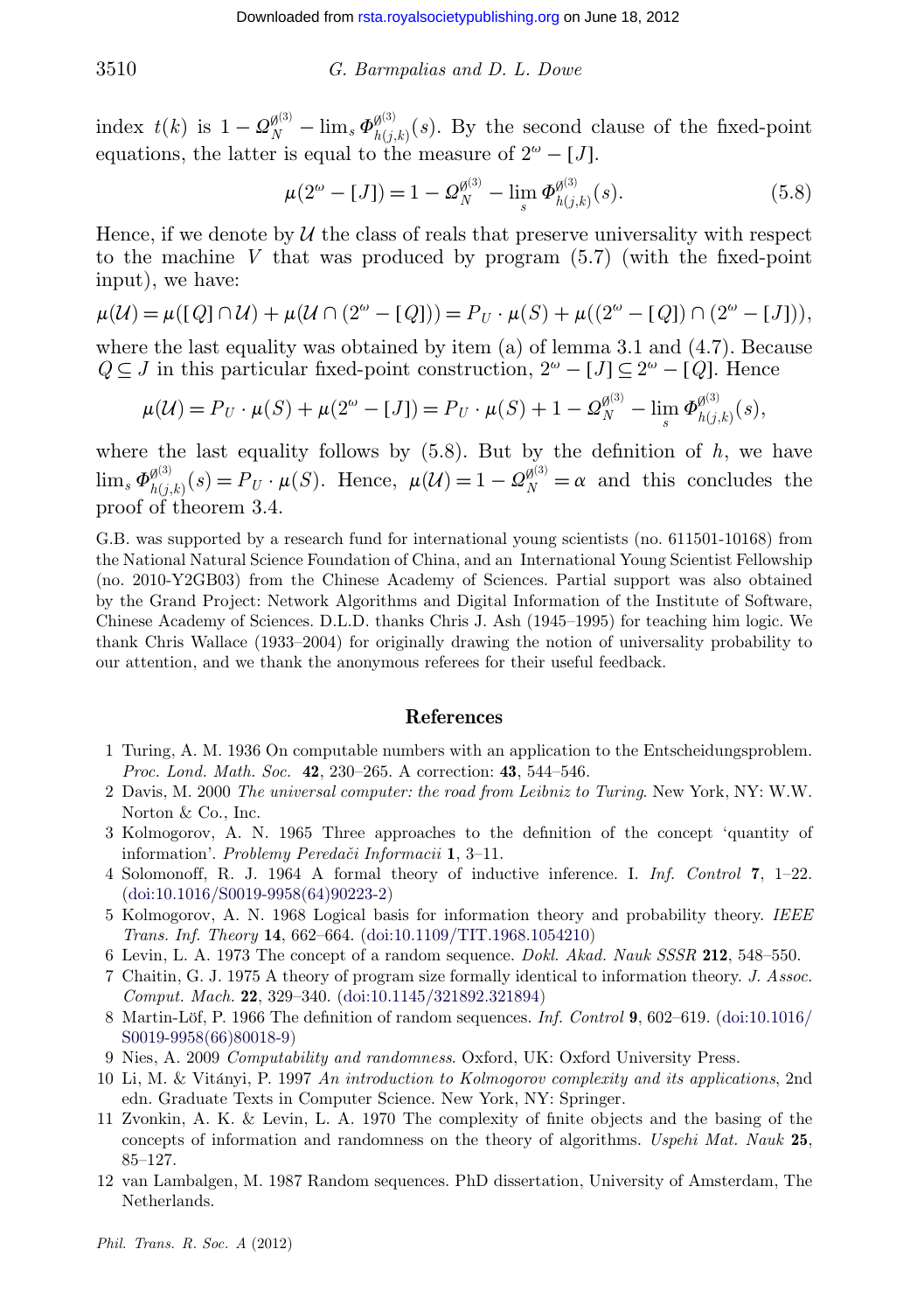index $t(k)$ is $1 - \Omega_N^{\emptyset^{(3)}} - \lim_s \Phi_{h(j,k)}^{\emptyset^{(3)}}(s)$. By the second clause of the fixed-point equations, the latter is equal to the measure of $2^\omega - [J]$.

$$\mu(2^\omega - [J]) = 1 - \Omega_N^{\emptyset^{(3)}} - \lim_s \Phi_{h(j,k)}^{\emptyset^{(3)}}(s). \tag{5.8}$$

Hence, if we denote by $\mathcal{U}$ the class of reals that preserve universality with respect to the machine $V$ that was produced by program (5.7) (with the fixed-point input), we have:

$$\mu(\mathcal{U}) = \mu([Q] \cap \mathcal{U}) + \mu(\mathcal{U} \cap (2^\omega - [Q])) = P_U \cdot \mu(S) + \mu((2^\omega - [Q]) \cap (2^\omega - [J])),$$

where the last equality was obtained by item (a) of lemma 3.1 and (4.7). Because $Q \subseteq J$ in this particular fixed-point construction, $2^\omega - [J] \subseteq 2^\omega - [Q]$. Hence

$$\mu(\mathcal{U}) = P_U \cdot \mu(S) + \mu(2^\omega - [J]) = P_U \cdot \mu(S) + 1 - \Omega_N^{\emptyset^{(3)}} - \lim_s \Phi_{h(j,k)}^{\emptyset^{(3)}}(s),$$

where the last equality follows by (5.8). But by the definition of $h$, we have $\lim_s \Phi_{h(j,k)}^{\emptyset^{(3)}}(s) = P_U \cdot \mu(S)$. Hence, $\mu(\mathcal{U}) = 1 - \Omega_N^{\emptyset^{(3)}} = \alpha$ and this concludes the proof of theorem 3.4.

G.B. was supported by a research fund for international young scientists (no. 611501-10168) from the National Natural Science Foundation of China, and an International Young Scientist Fellowship (no. 2010-Y2GB03) from the Chinese Academy of Sciences. Partial support was also obtained by the Grand Project: Network Algorithms and Digital Information of the Institute of Software, Chinese Academy of Sciences. D.L.D. thanks Chris J. Ash (1945–1995) for teaching him logic. We thank Chris Wallace (1933–2004) for originally drawing the notion of universality probability to our attention, and we thank the anonymous referees for their useful feedback.

## References

1. Turing, A. M. 1936 On computable numbers with an application to the Entscheidungsproblem. *Proc. Lond. Math. Soc.* **42**, 230–265. A correction: **43**, 544–546.
2. Davis, M. 2000 *The universal computer: the road from Leibniz to Turing*. New York, NY: W.W. Norton & Co., Inc.
3. Kolmogorov, A. N. 1965 Three approaches to the definition of the concept 'quantity of information'. *Problemy Peredači Informacii* **1**, 3–11.
4. Solomonoff, R. J. 1964 A formal theory of inductive inference. I. *Inf. Control* **7**, 1–22. (doi:10.1016/S0019-9958(64)90223-2)
5. Kolmogorov, A. N. 1968 Logical basis for information theory and probability theory. *IEEE Trans. Inf. Theory* **14**, 662–664. (doi:10.1109/TIT.1968.1054210)
6. Levin, L. A. 1973 The concept of a random sequence. *Dokl. Akad. Nauk SSSR* **212**, 548–550.
7. Chaitin, G. J. 1975 A theory of program size formally identical to information theory. *J. Assoc. Comput. Mach.* **22**, 329–340. (doi:10.1145/321892.321894)
8. Martin-Löf, P. 1966 The definition of random sequences. *Inf. Control* **9**, 602–619. (doi:10.1016/S0019-9958(66)80018-9)
9. Nies, A. 2009 *Computability and randomness*. Oxford, UK: Oxford University Press.
10. Li, M. & Vitányi, P. 1997 *An introduction to Kolmogorov complexity and its applications*, 2nd edn. Graduate Texts in Computer Science. New York, NY: Springer.
11. Zvonkin, A. K. & Levin, L. A. 1970 The complexity of finite objects and the basing of the concepts of information and randomness on the theory of algorithms. *Uspehi Mat. Nauk* **25**, 85–127.
12. van Lambalgen, M. 1987 Random sequences. PhD dissertation, University of Amsterdam, The Netherlands.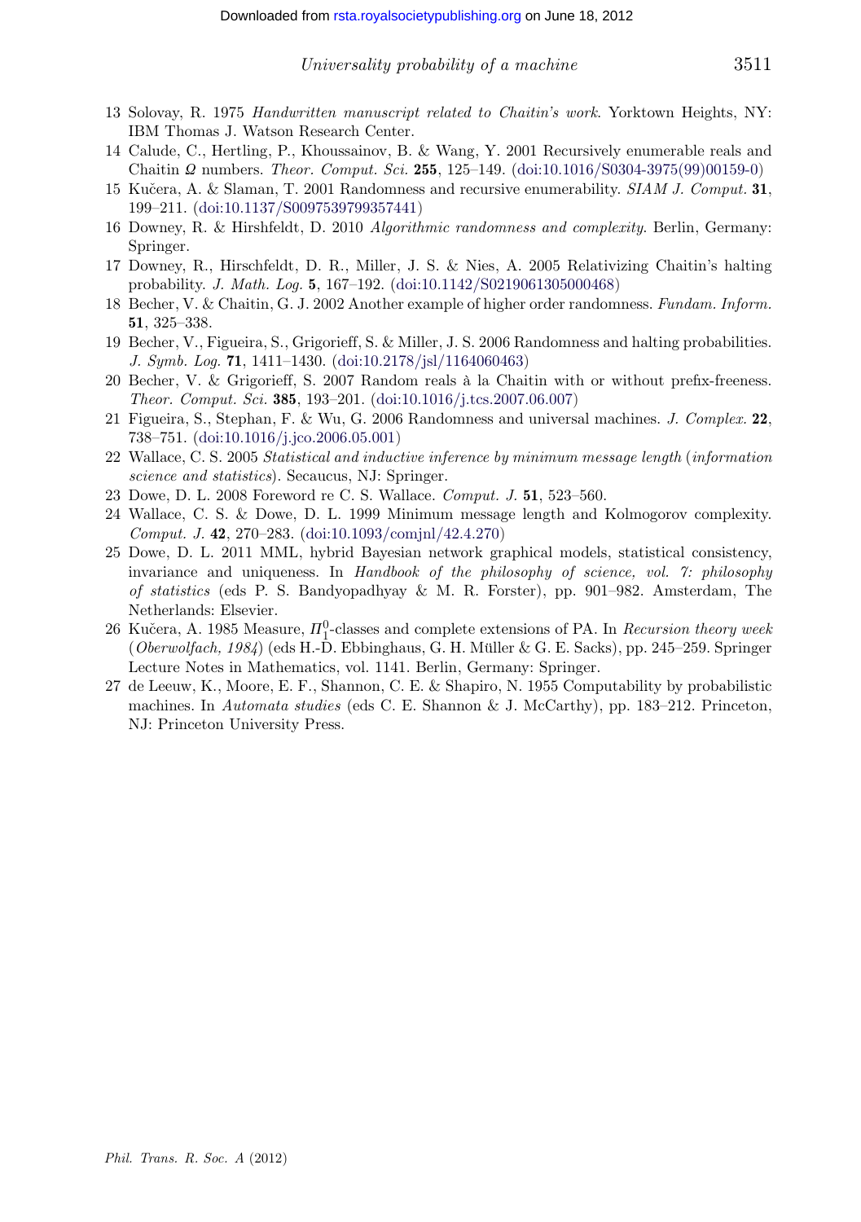13 Solovay, R. 1975 *Handwritten manuscript related to Chaitin's work*. Yorktown Heights, NY: IBM Thomas J. Watson Research Center.

14 Calude, C., Hertling, P., Khoussainov, B. & Wang, Y. 2001 Recursively enumerable reals and Chaitin $\Omega$ numbers. *Theor. Comput. Sci.* **255**, 125–149. (doi:10.1016/S0304-3975(99)00159-0)

15 Kučera, A. & Slaman, T. 2001 Randomness and recursive enumerability. *SIAM J. Comput.* **31**, 199–211. (doi:10.1137/S0097539799357441)

16 Downey, R. & Hirshfeldt, D. 2010 *Algorithmic randomness and complexity*. Berlin, Germany: Springer.

17 Downey, R., Hirschfeldt, D. R., Miller, J. S. & Nies, A. 2005 Relativizing Chaitin's halting probability. *J. Math. Log.* **5**, 167–192. (doi:10.1142/S0219061305000468)

18 Becher, V. & Chaitin, G. J. 2002 Another example of higher order randomness. *Fundam. Inform.* **51**, 325–338.

19 Becher, V., Figueira, S., Grigorieff, S. & Miller, J. S. 2006 Randomness and halting probabilities. *J. Symb. Log.* **71**, 1411–1430. (doi:10.2178/jsl/1164060463)

20 Becher, V. & Grigorieff, S. 2007 Random reals à la Chaitin with or without prefix-freeness. *Theor. Comput. Sci.* **385**, 193–201. (doi:10.1016/j.tcs.2007.06.007)

21 Figueira, S., Stephan, F. & Wu, G. 2006 Randomness and universal machines. *J. Complex.* **22**, 738–751. (doi:10.1016/j.jco.2006.05.001)

22 Wallace, C. S. 2005 *Statistical and inductive inference by minimum message length* (*information science and statistics*). Secaucus, NJ: Springer.

23 Dowe, D. L. 2008 Foreword re C. S. Wallace. *Comput. J.* **51**, 523–560.

24 Wallace, C. S. & Dowe, D. L. 1999 Minimum message length and Kolmogorov complexity. *Comput. J.* **42**, 270–283. (doi:10.1093/comjnl/42.4.270)

25 Dowe, D. L. 2011 MML, hybrid Bayesian network graphical models, statistical consistency, invariance and uniqueness. In *Handbook of the philosophy of science, vol. 7: philosophy of statistics* (eds P. S. Bandyopadhyay & M. R. Forster), pp. 901–982. Amsterdam, The Netherlands: Elsevier.

26 Kučera, A. 1985 Measure, $\Pi^0_1$-classes and complete extensions of PA. In *Recursion theory week* (*Oberwolfach, 1984*) (eds H.-D. Ebbinghaus, G. H. Müller & G. E. Sacks), pp. 245–259. Springer Lecture Notes in Mathematics, vol. 1141. Berlin, Germany: Springer.

27 de Leeuw, K., Moore, E. F., Shannon, C. E. & Shapiro, N. 1955 Computability by probabilistic machines. In *Automata studies* (eds C. E. Shannon & J. McCarthy), pp. 183–212. Princeton, NJ: Princeton University Press.